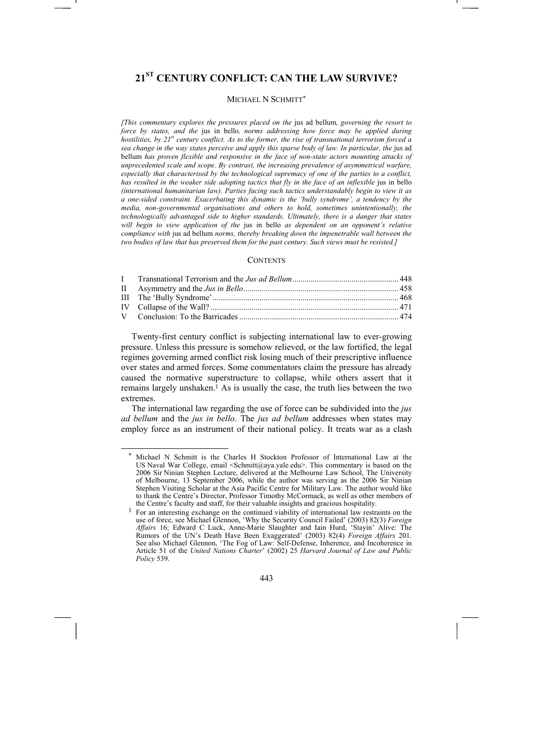# 21[ST] CENTURY CONFLICT: CAN THE LAW SURVIVE?

MICHAEL N SCHMITT[*]

*[This commentary explores the pressures placed on the* jus ad bellum*, governing the resort to force by states, and the* jus in bello*, norms addressing how force may be applied during hostilities, by 21st century conflict. As to the former, the rise of transnational terrorism forced a sea change in the way states perceive and apply this sparse body of law. In particular, the* jus ad bellum *has proven flexible and responsive in the face of non-state actors mounting attacks of unprecedented scale and scope. By contrast, the increasing prevalence of asymmetrical warfare, especially that characterised by the technological supremacy of one of the parties to a conflict, has resulted in the weaker side adopting tactics that fly in the face of an inflexible* jus in bello *(international humanitarian law). Parties facing such tactics understandably begin to view it as a one-sided constraint. Exacerbating this dynamic is the 'bully syndrome', a tendency by the media, non-governmental organisations and others to hold, sometimes unintentionally, the technologically advantaged side to higher standards. Ultimately, there is a danger that states will begin to view application of the* jus in bello *as dependent on an opponent's relative compliance with* jus ad bellum *norms, thereby breaking down the impenetrable wall between the two bodies of law that has preserved them for the past century. Such views must be resisted.]*

CONTENTS

| | | |
|---|---|---|
| I | Transnational Terrorism and the *Jus ad Bellum* | 448 |
| II | Asymmetry and the *Jus in Bello* | 458 |
| III | The 'Bully Syndrome' | 468 |
| IV | Collapse of the Wall? | 471 |
| V | Conclusion: To the Barricades | 474 |

Twenty-first century conflict is subjecting international law to ever-growing pressure. Unless this pressure is somehow relieved, or the law fortified, the legal regimes governing armed conflict risk losing much of their prescriptive influence over states and armed forces. Some commentators claim the pressure has already caused the normative superstructure to collapse, while others assert that it remains largely unshaken.[1] As is usually the case, the truth lies between the two extremes.

The international law regarding the use of force can be subdivided into the *jus ad bellum* and the *jus in bello*. The *jus ad bellum* addresses when states may employ force as an instrument of their national policy. It treats war as a clash

---

[*] Michael N Schmitt is the Charles H Stockton Professor of International Law at the US Naval War College, email <Schmitt@aya.yale.edu>. This commentary is based on the 2006 Sir Ninian Stephen Lecture, delivered at the Melbourne Law School, The University of Melbourne, 13 September 2006, while the author was serving as the 2006 Sir Ninian Stephen Visiting Scholar at the Asia Pacific Centre for Military Law. The author would like to thank the Centre's Director, Professor Timothy McCormack, as well as other members of the Centre's faculty and staff, for their valuable insights and gracious hospitality.

[1] For an interesting exchange on the continued viability of international law restraints on the use of force, see Michael Glennon, 'Why the Security Council Failed' (2003) 82(3) *Foreign Affairs* 16; Edward C Luck, Anne-Marie Slaughter and Iain Hurd, 'Stayin' Alive: The Rumors of the UN's Death Have Been Exaggerated' (2003) 82(4) *Foreign Affairs* 201. See also Michael Glennon, 'The Fog of Law: Self-Defense, Inherence, and Incoherence in Article 51 of the *United Nations Charter*' (2002) 25 *Harvard Journal of Law and Public Policy* 539.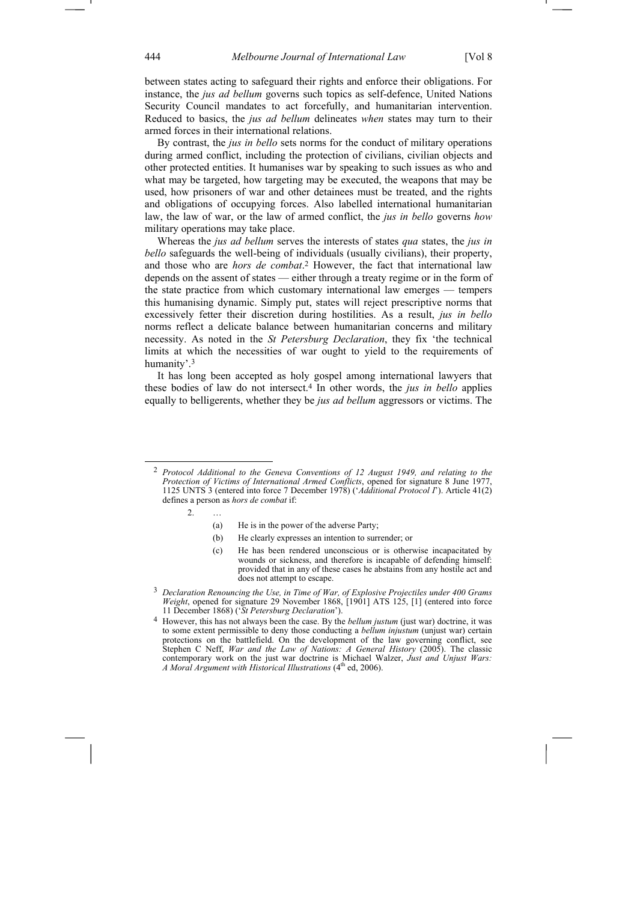between states acting to safeguard their rights and enforce their obligations. For instance, the *jus ad bellum* governs such topics as self-defence, United Nations Security Council mandates to act forcefully, and humanitarian intervention. Reduced to basics, the *jus ad bellum* delineates *when* states may turn to their armed forces in their international relations.

By contrast, the *jus in bello* sets norms for the conduct of military operations during armed conflict, including the protection of civilians, civilian objects and other protected entities. It humanises war by speaking to such issues as who and what may be targeted, how targeting may be executed, the weapons that may be used, how prisoners of war and other detainees must be treated, and the rights and obligations of occupying forces. Also labelled international humanitarian law, the law of war, or the law of armed conflict, the *jus in bello* governs *how* military operations may take place.

Whereas the *jus ad bellum* serves the interests of states *qua* states, the *jus in bello* safeguards the well-being of individuals (usually civilians), their property, and those who are *hors de combat*.[2] However, the fact that international law depends on the assent of states — either through a treaty regime or in the form of the state practice from which customary international law emerges — tempers this humanising dynamic. Simply put, states will reject prescriptive norms that excessively fetter their discretion during hostilities. As a result, *jus in bello* norms reflect a delicate balance between humanitarian concerns and military necessity. As noted in the *St Petersburg Declaration*, they fix 'the technical limits at which the necessities of war ought to yield to the requirements of humanity'.[3]

It has long been accepted as holy gospel among international lawyers that these bodies of law do not intersect.[4] In other words, the *jus in bello* applies equally to belligerents, whether they be *jus ad bellum* aggressors or victims. The

---

[2] *Protocol Additional to the Geneva Conventions of 12 August 1949, and relating to the Protection of Victims of International Armed Conflicts*, opened for signature 8 June 1977, 1125 UNTS 3 (entered into force 7 December 1978) ('*Additional Protocol I*'). Article 41(2) defines a person as *hors de combat* if:

> 2. …
>
> (a) He is in the power of the adverse Party;
>
> (b) He clearly expresses an intention to surrender; or
>
> (c) He has been rendered unconscious or is otherwise incapacitated by wounds or sickness, and therefore is incapable of defending himself: provided that in any of these cases he abstains from any hostile act and does not attempt to escape.

[3] *Declaration Renouncing the Use, in Time of War, of Explosive Projectiles under 400 Grams Weight*, opened for signature 29 November 1868, [1901] ATS 125, [1] (entered into force 11 December 1868) ('*St Petersburg Declaration*').

[4] However, this has not always been the case. By the *bellum justum* (just war) doctrine, it was to some extent permissible to deny those conducting a *bellum injustum* (unjust war) certain protections on the battlefield. On the development of the law governing conflict, see Stephen C Neff, *War and the Law of Nations: A General History* (2005). The classic contemporary work on the just war doctrine is Michael Walzer, *Just and Unjust Wars: A Moral Argument with Historical Illustrations* (4th ed, 2006).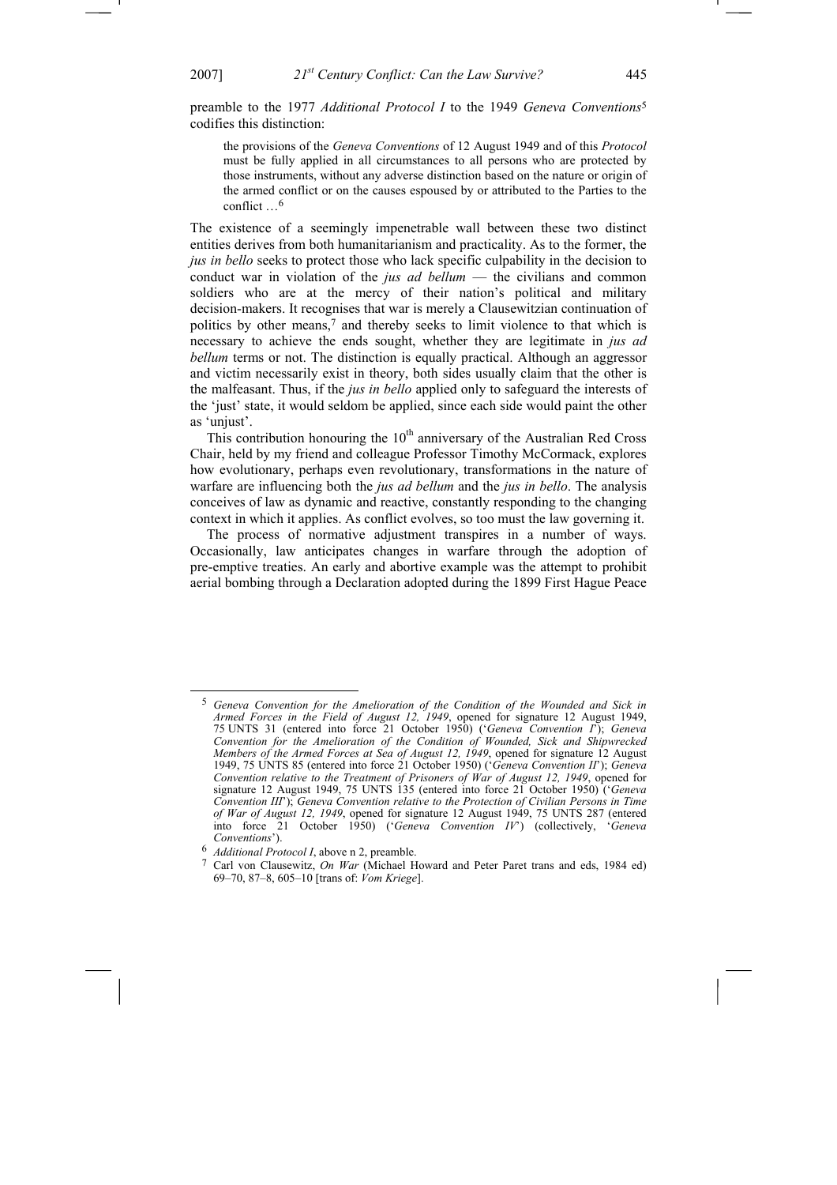preamble to the 1977 *Additional Protocol I* to the 1949 *Geneva Conventions*[5] codifies this distinction:

> the provisions of the *Geneva Conventions* of 12 August 1949 and of this *Protocol* must be fully applied in all circumstances to all persons who are protected by those instruments, without any adverse distinction based on the nature or origin of the armed conflict or on the causes espoused by or attributed to the Parties to the conflict …[6]

The existence of a seemingly impenetrable wall between these two distinct entities derives from both humanitarianism and practicality. As to the former, the *jus in bello* seeks to protect those who lack specific culpability in the decision to conduct war in violation of the *jus ad bellum* — the civilians and common soldiers who are at the mercy of their nation's political and military decision-makers. It recognises that war is merely a Clausewitzian continuation of politics by other means,[7] and thereby seeks to limit violence to that which is necessary to achieve the ends sought, whether they are legitimate in *jus ad bellum* terms or not. The distinction is equally practical. Although an aggressor and victim necessarily exist in theory, both sides usually claim that the other is the malfeasant. Thus, if the *jus in bello* applied only to safeguard the interests of the 'just' state, it would seldom be applied, since each side would paint the other as 'unjust'.

This contribution honouring the 10th anniversary of the Australian Red Cross Chair, held by my friend and colleague Professor Timothy McCormack, explores how evolutionary, perhaps even revolutionary, transformations in the nature of warfare are influencing both the *jus ad bellum* and the *jus in bello*. The analysis conceives of law as dynamic and reactive, constantly responding to the changing context in which it applies. As conflict evolves, so too must the law governing it.

The process of normative adjustment transpires in a number of ways. Occasionally, law anticipates changes in warfare through the adoption of pre-emptive treaties. An early and abortive example was the attempt to prohibit aerial bombing through a Declaration adopted during the 1899 First Hague Peace

---

[5] *Geneva Convention for the Amelioration of the Condition of the Wounded and Sick in Armed Forces in the Field of August 12, 1949*, opened for signature 12 August 1949, 75 UNTS 31 (entered into force 21 October 1950) ('*Geneva Convention I*'); *Geneva Convention for the Amelioration of the Condition of Wounded, Sick and Shipwrecked Members of the Armed Forces at Sea of August 12, 1949*, opened for signature 12 August 1949, 75 UNTS 85 (entered into force 21 October 1950) ('*Geneva Convention II*'); *Geneva Convention relative to the Treatment of Prisoners of War of August 12, 1949*, opened for signature 12 August 1949, 75 UNTS 135 (entered into force 21 October 1950) ('*Geneva Convention III*'); *Geneva Convention relative to the Protection of Civilian Persons in Time of War of August 12, 1949*, opened for signature 12 August 1949, 75 UNTS 287 (entered into force 21 October 1950) ('*Geneva Convention IV*') (collectively, '*Geneva Conventions*').

[6] *Additional Protocol I*, above n 2, preamble.

[7] Carl von Clausewitz, *On War* (Michael Howard and Peter Paret trans and eds, 1984 ed) 69–70, 87–8, 605–10 [trans of: *Vom Kriege*].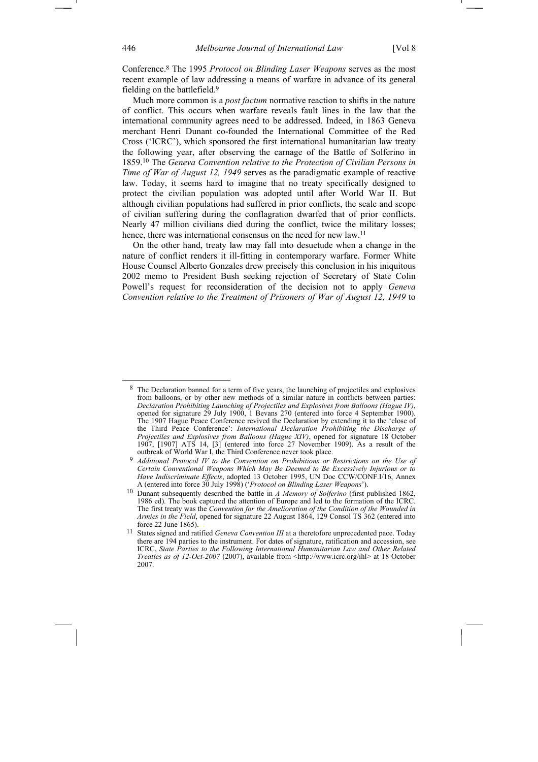Conference.[8] The 1995 *Protocol on Blinding Laser Weapons* serves as the most recent example of law addressing a means of warfare in advance of its general fielding on the battlefield.[9]

Much more common is a *post factum* normative reaction to shifts in the nature of conflict. This occurs when warfare reveals fault lines in the law that the international community agrees need to be addressed. Indeed, in 1863 Geneva merchant Henri Dunant co-founded the International Committee of the Red Cross ('ICRC'), which sponsored the first international humanitarian law treaty the following year, after observing the carnage of the Battle of Solferino in 1859.[10] The *Geneva Convention relative to the Protection of Civilian Persons in Time of War of August 12, 1949* serves as the paradigmatic example of reactive law. Today, it seems hard to imagine that no treaty specifically designed to protect the civilian population was adopted until after World War II. But although civilian populations had suffered in prior conflicts, the scale and scope of civilian suffering during the conflagration dwarfed that of prior conflicts. Nearly 47 million civilians died during the conflict, twice the military losses; hence, there was international consensus on the need for new law.[11]

On the other hand, treaty law may fall into desuetude when a change in the nature of conflict renders it ill-fitting in contemporary warfare. Former White House Counsel Alberto Gonzales drew precisely this conclusion in his iniquitous 2002 memo to President Bush seeking rejection of Secretary of State Colin Powell's request for reconsideration of the decision not to apply *Geneva Convention relative to the Treatment of Prisoners of War of August 12, 1949* to

---

[8] The Declaration banned for a term of five years, the launching of projectiles and explosives from balloons, or by other new methods of a similar nature in conflicts between parties: *Declaration Prohibiting Launching of Projectiles and Explosives from Balloons (Hague IV)*, opened for signature 29 July 1900, 1 Bevans 270 (entered into force 4 September 1900). The 1907 Hague Peace Conference revived the Declaration by extending it to the 'close of the Third Peace Conference': *International Declaration Prohibiting the Discharge of Projectiles and Explosives from Balloons (Hague XIV)*, opened for signature 18 October 1907, [1907] ATS 14, [3] (entered into force 27 November 1909). As a result of the outbreak of World War I, the Third Conference never took place.

[9] *Additional Protocol IV to the Convention on Prohibitions or Restrictions on the Use of Certain Conventional Weapons Which May Be Deemed to Be Excessively Injurious or to Have Indiscriminate Effects*, adopted 13 October 1995, UN Doc CCW/CONF.I/16, Annex A (entered into force 30 July 1998) ('*Protocol on Blinding Laser Weapons*').

[10] Dunant subsequently described the battle in *A Memory of Solferino* (first published 1862, 1986 ed). The book captured the attention of Europe and led to the formation of the ICRC. The first treaty was the *Convention for the Amelioration of the Condition of the Wounded in Armies in the Field*, opened for signature 22 August 1864, 129 Consol TS 362 (entered into force 22 June 1865).

[11] States signed and ratified *Geneva Convention III* at a theretofore unprecedented pace. Today there are 194 parties to the instrument. For dates of signature, ratification and accession, see ICRC, *State Parties to the Following International Humanitarian Law and Other Related Treaties as of 12-Oct-2007* (2007), available from <http://www.icrc.org/ihl> at 18 October 2007.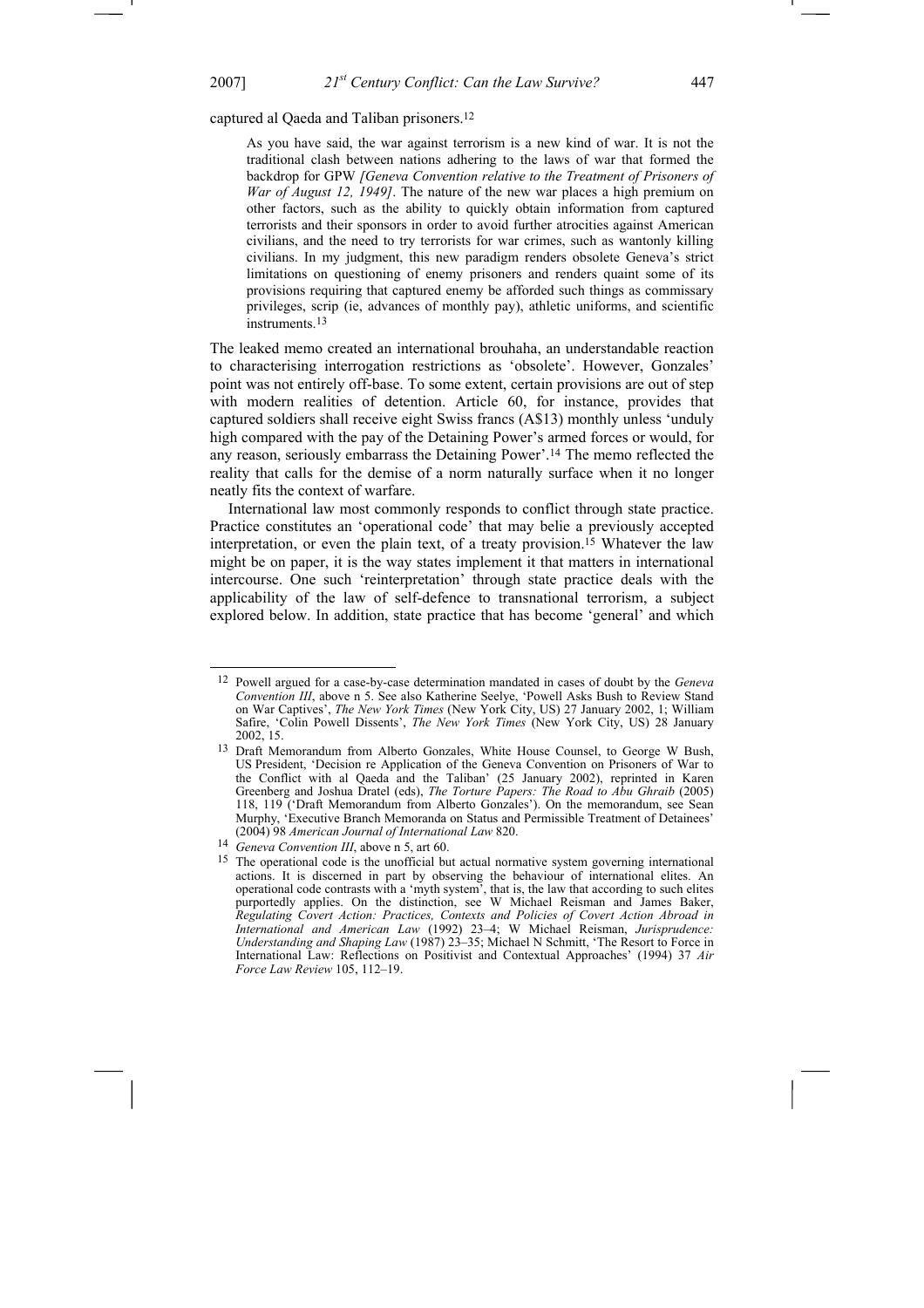captured al Qaeda and Taliban prisoners.[12]

> As you have said, the war against terrorism is a new kind of war. It is not the traditional clash between nations adhering to the laws of war that formed the backdrop for GPW *[Geneva Convention relative to the Treatment of Prisoners of War of August 12, 1949]*. The nature of the new war places a high premium on other factors, such as the ability to quickly obtain information from captured terrorists and their sponsors in order to avoid further atrocities against American civilians, and the need to try terrorists for war crimes, such as wantonly killing civilians. In my judgment, this new paradigm renders obsolete Geneva's strict limitations on questioning of enemy prisoners and renders quaint some of its provisions requiring that captured enemy be afforded such things as commissary privileges, scrip (ie, advances of monthly pay), athletic uniforms, and scientific instruments.[13]

The leaked memo created an international brouhaha, an understandable reaction to characterising interrogation restrictions as 'obsolete'. However, Gonzales' point was not entirely off-base. To some extent, certain provisions are out of step with modern realities of detention. Article 60, for instance, provides that captured soldiers shall receive eight Swiss francs (A$13) monthly unless 'unduly high compared with the pay of the Detaining Power's armed forces or would, for any reason, seriously embarrass the Detaining Power'.[14] The memo reflected the reality that calls for the demise of a norm naturally surface when it no longer neatly fits the context of warfare.

International law most commonly responds to conflict through state practice. Practice constitutes an 'operational code' that may belie a previously accepted interpretation, or even the plain text, of a treaty provision.[15] Whatever the law might be on paper, it is the way states implement it that matters in international intercourse. One such 'reinterpretation' through state practice deals with the applicability of the law of self-defence to transnational terrorism, a subject explored below. In addition, state practice that has become 'general' and which

---

[12] Powell argued for a case-by-case determination mandated in cases of doubt by the *Geneva Convention III*, above n 5. See also Katherine Seelye, 'Powell Asks Bush to Review Stand on War Captives', *The New York Times* (New York City, US) 27 January 2002, 1; William Safire, 'Colin Powell Dissents', *The New York Times* (New York City, US) 28 January 2002, 15.

[13] Draft Memorandum from Alberto Gonzales, White House Counsel, to George W Bush, US President, 'Decision re Application of the Geneva Convention on Prisoners of War to the Conflict with al Qaeda and the Taliban' (25 January 2002), reprinted in Karen Greenberg and Joshua Dratel (eds), *The Torture Papers: The Road to Abu Ghraib* (2005) 118, 119 ('Draft Memorandum from Alberto Gonzales'). On the memorandum, see Sean Murphy, 'Executive Branch Memoranda on Status and Permissible Treatment of Detainees' (2004) 98 *American Journal of International Law* 820.

[14] *Geneva Convention III*, above n 5, art 60.

[15] The operational code is the unofficial but actual normative system governing international actions. It is discerned in part by observing the behaviour of international elites. An operational code contrasts with a 'myth system', that is, the law that according to such elites purportedly applies. On the distinction, see W Michael Reisman and James Baker, *Regulating Covert Action: Practices, Contexts and Policies of Covert Action Abroad in International and American Law* (1992) 23–4; W Michael Reisman, *Jurisprudence: Understanding and Shaping Law* (1987) 23–35; Michael N Schmitt, 'The Resort to Force in International Law: Reflections on Positivist and Contextual Approaches' (1994) 37 *Air Force Law Review* 105, 112–19.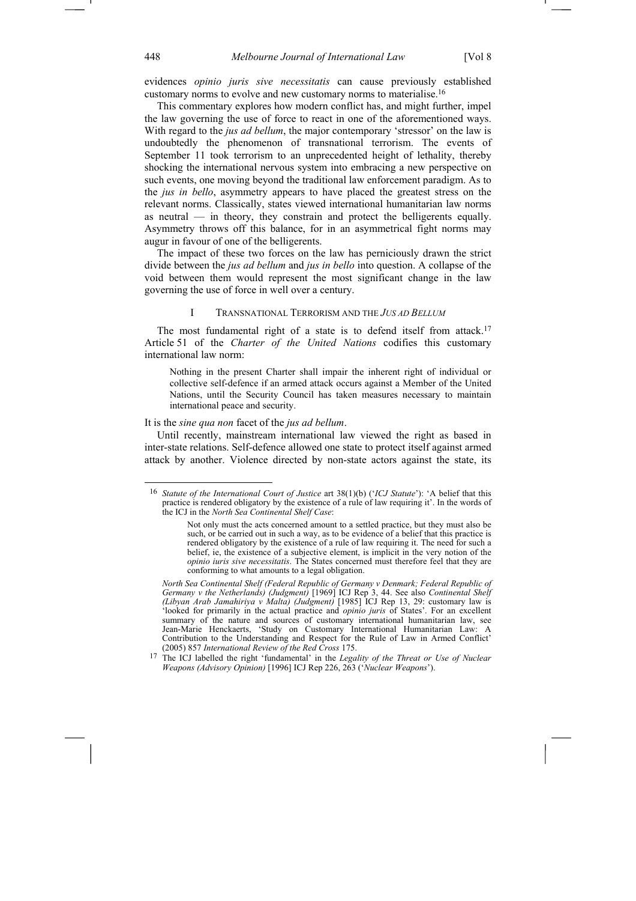evidences *opinio juris sive necessitatis* can cause previously established customary norms to evolve and new customary norms to materialise.[16]

This commentary explores how modern conflict has, and might further, impel the law governing the use of force to react in one of the aforementioned ways. With regard to the *jus ad bellum*, the major contemporary 'stressor' on the law is undoubtedly the phenomenon of transnational terrorism. The events of September 11 took terrorism to an unprecedented height of lethality, thereby shocking the international nervous system into embracing a new perspective on such events, one moving beyond the traditional law enforcement paradigm. As to the *jus in bello*, asymmetry appears to have placed the greatest stress on the relevant norms. Classically, states viewed international humanitarian law norms as neutral — in theory, they constrain and protect the belligerents equally. Asymmetry throws off this balance, for in an asymmetrical fight norms may augur in favour of one of the belligerents.

The impact of these two forces on the law has perniciously drawn the strict divide between the *jus ad bellum* and *jus in bello* into question. A collapse of the void between them would represent the most significant change in the law governing the use of force in well over a century.

## I TRANSNATIONAL TERRORISM AND THE *JUS AD BELLUM*

The most fundamental right of a state is to defend itself from attack.[17] Article 51 of the *Charter of the United Nations* codifies this customary international law norm:

> Nothing in the present Charter shall impair the inherent right of individual or collective self-defence if an armed attack occurs against a Member of the United Nations, until the Security Council has taken measures necessary to maintain international peace and security.

It is the *sine qua non* facet of the *jus ad bellum*.

Until recently, mainstream international law viewed the right as based in inter-state relations. Self-defence allowed one state to protect itself against armed attack by another. Violence directed by non-state actors against the state, its

---

[16] *Statute of the International Court of Justice* art 38(1)(b) ('*ICJ Statute*'): 'A belief that this practice is rendered obligatory by the existence of a rule of law requiring it'. In the words of the ICJ in the *North Sea Continental Shelf Case*:

> Not only must the acts concerned amount to a settled practice, but they must also be such, or be carried out in such a way, as to be evidence of a belief that this practice is rendered obligatory by the existence of a rule of law requiring it. The need for such a belief, ie, the existence of a subjective element, is implicit in the very notion of the *opinio iuris sive necessitatis*. The States concerned must therefore feel that they are conforming to what amounts to a legal obligation.

*North Sea Continental Shelf (Federal Republic of Germany v Denmark; Federal Republic of Germany v the Netherlands) (Judgment)* [1969] ICJ Rep 3, 44. See also *Continental Shelf (Libyan Arab Jamahiriya v Malta) (Judgment)* [1985] ICJ Rep 13, 29: customary law is 'looked for primarily in the actual practice and *opinio juris* of States'. For an excellent summary of the nature and sources of customary international humanitarian law, see Jean-Marie Henckaerts, 'Study on Customary International Humanitarian Law: A Contribution to the Understanding and Respect for the Rule of Law in Armed Conflict' (2005) 857 *International Review of the Red Cross* 175.

[17] The ICJ labelled the right 'fundamental' in the *Legality of the Threat or Use of Nuclear Weapons (Advisory Opinion)* [1996] ICJ Rep 226, 263 ('*Nuclear Weapons*').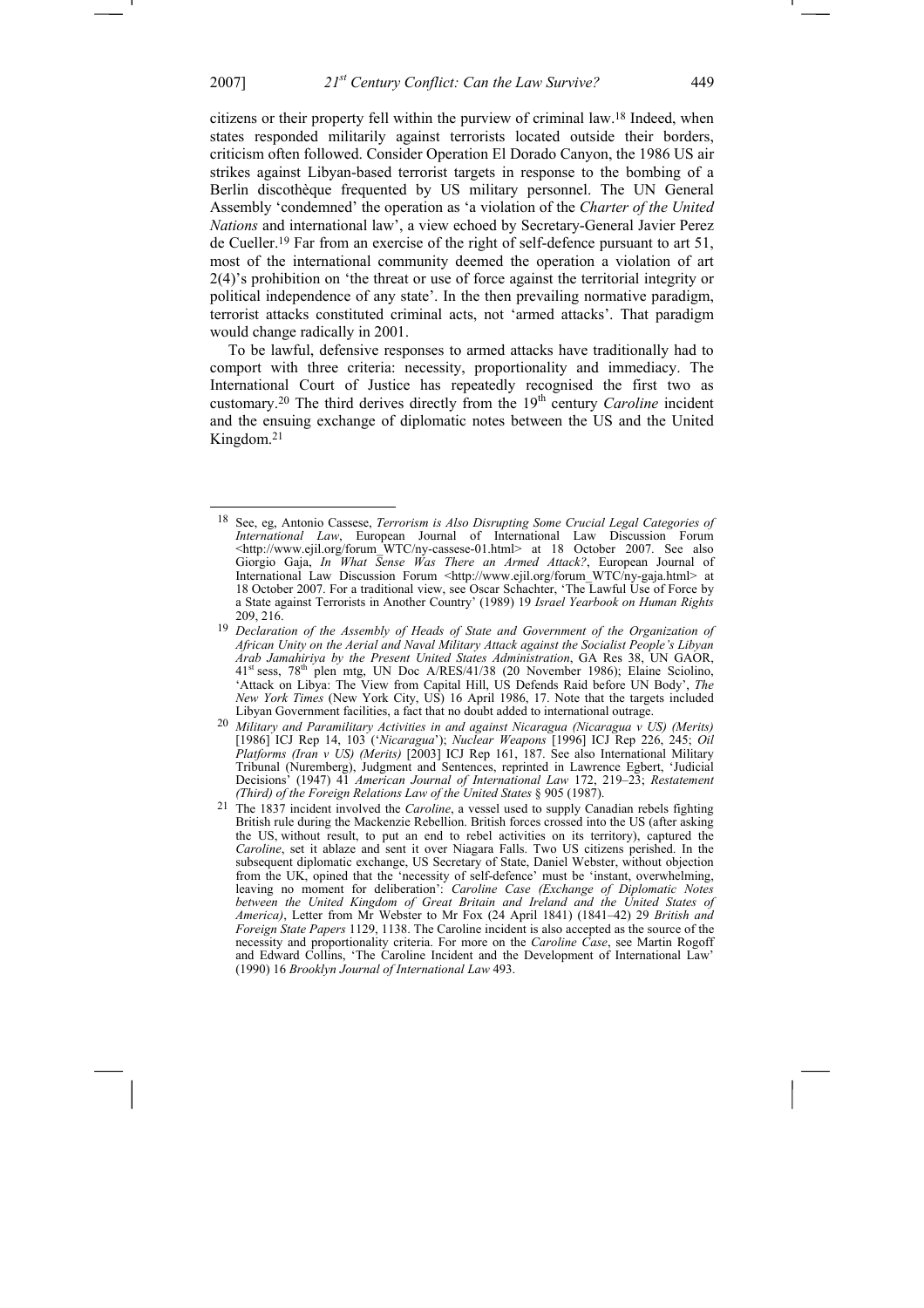citizens or their property fell within the purview of criminal law.[18] Indeed, when states responded militarily against terrorists located outside their borders, criticism often followed. Consider Operation El Dorado Canyon, the 1986 US air strikes against Libyan-based terrorist targets in response to the bombing of a Berlin discothèque frequented by US military personnel. The UN General Assembly 'condemned' the operation as 'a violation of the *Charter of the United Nations* and international law', a view echoed by Secretary-General Javier Perez de Cueller.[19] Far from an exercise of the right of self-defence pursuant to art 51, most of the international community deemed the operation a violation of art 2(4)'s prohibition on 'the threat or use of force against the territorial integrity or political independence of any state'. In the then prevailing normative paradigm, terrorist attacks constituted criminal acts, not 'armed attacks'. That paradigm would change radically in 2001.

To be lawful, defensive responses to armed attacks have traditionally had to comport with three criteria: necessity, proportionality and immediacy. The International Court of Justice has repeatedly recognised the first two as customary.[20] The third derives directly from the 19th century *Caroline* incident and the ensuing exchange of diplomatic notes between the US and the United Kingdom.[21]

---

[18] See, eg, Antonio Cassese, *Terrorism is Also Disrupting Some Crucial Legal Categories of International Law*, European Journal of International Law Discussion Forum <http://www.ejil.org/forum_WTC/ny-cassese-01.html> at 18 October 2007. See also Giorgio Gaja, *In What Sense Was There an Armed Attack?*, European Journal of International Law Discussion Forum <http://www.ejil.org/forum_WTC/ny-gaja.html> at 18 October 2007. For a traditional view, see Oscar Schachter, 'The Lawful Use of Force by a State against Terrorists in Another Country' (1989) 19 *Israel Yearbook on Human Rights* 209, 216.

[19] *Declaration of the Assembly of Heads of State and Government of the Organization of African Unity on the Aerial and Naval Military Attack against the Socialist People's Libyan Arab Jamahiriya by the Present United States Administration*, GA Res 38, UN GAOR, 41st sess, 78th plen mtg, UN Doc A/RES/41/38 (20 November 1986); Elaine Sciolino, 'Attack on Libya: The View from Capital Hill, US Defends Raid before UN Body', *The New York Times* (New York City, US) 16 April 1986, 17. Note that the targets included Libyan Government facilities, a fact that no doubt added to international outrage.

[20] *Military and Paramilitary Activities in and against Nicaragua (Nicaragua v US) (Merits)* [1986] ICJ Rep 14, 103 ('*Nicaragua*'); *Nuclear Weapons* [1996] ICJ Rep 226, 245; *Oil Platforms (Iran v US) (Merits)* [2003] ICJ Rep 161, 187. See also International Military Tribunal (Nuremberg), Judgment and Sentences, reprinted in Lawrence Egbert, 'Judicial Decisions' (1947) 41 *American Journal of International Law* 172, 219–23; *Restatement (Third) of the Foreign Relations Law of the United States* § 905 (1987).

[21] The 1837 incident involved the *Caroline*, a vessel used to supply Canadian rebels fighting British rule during the Mackenzie Rebellion. British forces crossed into the US (after asking the US, without result, to put an end to rebel activities on its territory), captured the *Caroline*, set it ablaze and sent it over Niagara Falls. Two US citizens perished. In the subsequent diplomatic exchange, US Secretary of State, Daniel Webster, without objection from the UK, opined that the 'necessity of self-defence' must be 'instant, overwhelming, leaving no moment for deliberation': *Caroline Case (Exchange of Diplomatic Notes between the United Kingdom of Great Britain and Ireland and the United States of America)*, Letter from Mr Webster to Mr Fox (24 April 1841) (1841–42) 29 *British and Foreign State Papers* 1129, 1138. The Caroline incident is also accepted as the source of the necessity and proportionality criteria. For more on the *Caroline Case*, see Martin Rogoff and Edward Collins, 'The Caroline Incident and the Development of International Law' (1990) 16 *Brooklyn Journal of International Law* 493.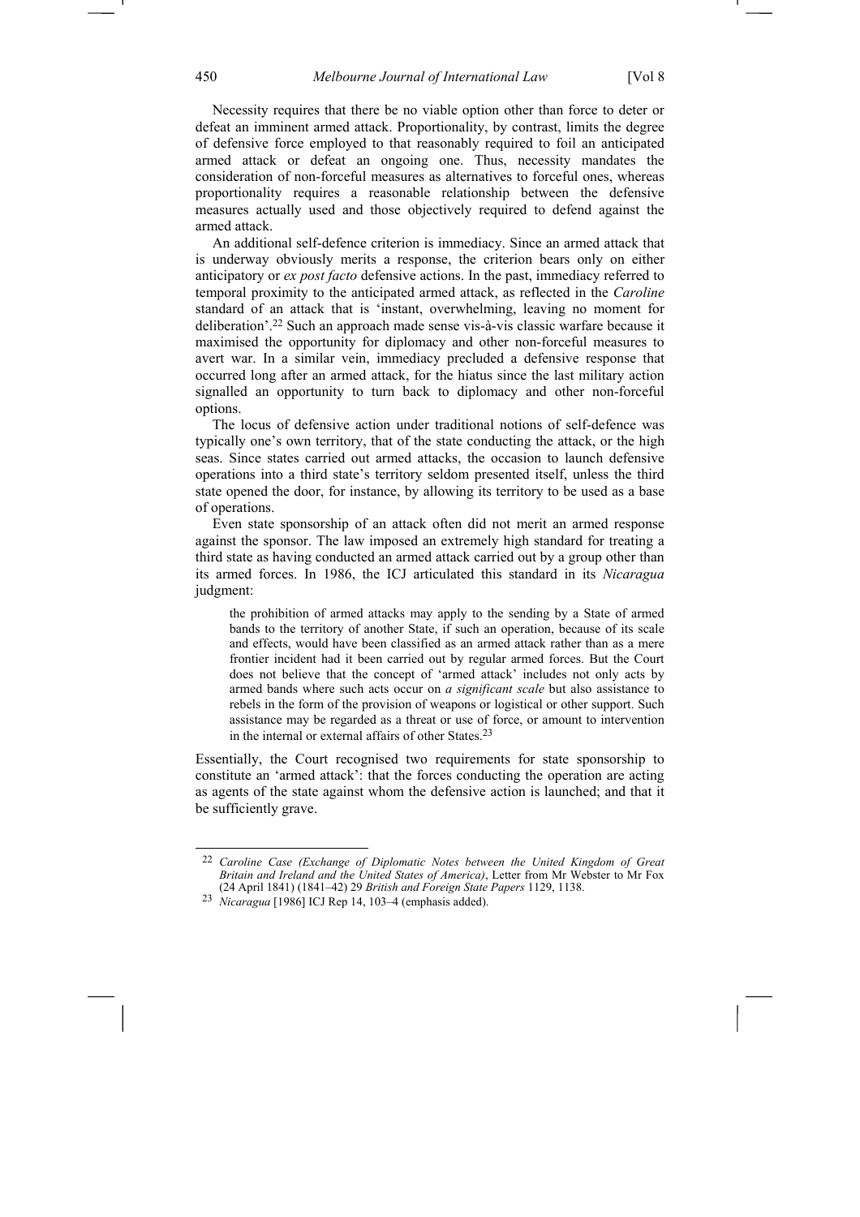Necessity requires that there be no viable option other than force to deter or defeat an imminent armed attack. Proportionality, by contrast, limits the degree of defensive force employed to that reasonably required to foil an anticipated armed attack or defeat an ongoing one. Thus, necessity mandates the consideration of non-forceful measures as alternatives to forceful ones, whereas proportionality requires a reasonable relationship between the defensive measures actually used and those objectively required to defend against the armed attack.

An additional self-defence criterion is immediacy. Since an armed attack that is underway obviously merits a response, the criterion bears only on either anticipatory or *ex post facto* defensive actions. In the past, immediacy referred to temporal proximity to the anticipated armed attack, as reflected in the *Caroline* standard of an attack that is 'instant, overwhelming, leaving no moment for deliberation'.[22] Such an approach made sense vis-à-vis classic warfare because it maximised the opportunity for diplomacy and other non-forceful measures to avert war. In a similar vein, immediacy precluded a defensive response that occurred long after an armed attack, for the hiatus since the last military action signalled an opportunity to turn back to diplomacy and other non-forceful options.

The locus of defensive action under traditional notions of self-defence was typically one's own territory, that of the state conducting the attack, or the high seas. Since states carried out armed attacks, the occasion to launch defensive operations into a third state's territory seldom presented itself, unless the third state opened the door, for instance, by allowing its territory to be used as a base of operations.

Even state sponsorship of an attack often did not merit an armed response against the sponsor. The law imposed an extremely high standard for treating a third state as having conducted an armed attack carried out by a group other than its armed forces. In 1986, the ICJ articulated this standard in its *Nicaragua* judgment:

> the prohibition of armed attacks may apply to the sending by a State of armed bands to the territory of another State, if such an operation, because of its scale and effects, would have been classified as an armed attack rather than as a mere frontier incident had it been carried out by regular armed forces. But the Court does not believe that the concept of 'armed attack' includes not only acts by armed bands where such acts occur on *a significant scale* but also assistance to rebels in the form of the provision of weapons or logistical or other support. Such assistance may be regarded as a threat or use of force, or amount to intervention in the internal or external affairs of other States.[23]

Essentially, the Court recognised two requirements for state sponsorship to constitute an 'armed attack': that the forces conducting the operation are acting as agents of the state against whom the defensive action is launched; and that it be sufficiently grave.

---

[22] *Caroline Case (Exchange of Diplomatic Notes between the United Kingdom of Great Britain and Ireland and the United States of America)*, Letter from Mr Webster to Mr Fox (24 April 1841) (1841–42) 29 *British and Foreign State Papers* 1129, 1138.

[23] *Nicaragua* [1986] ICJ Rep 14, 103–4 (emphasis added).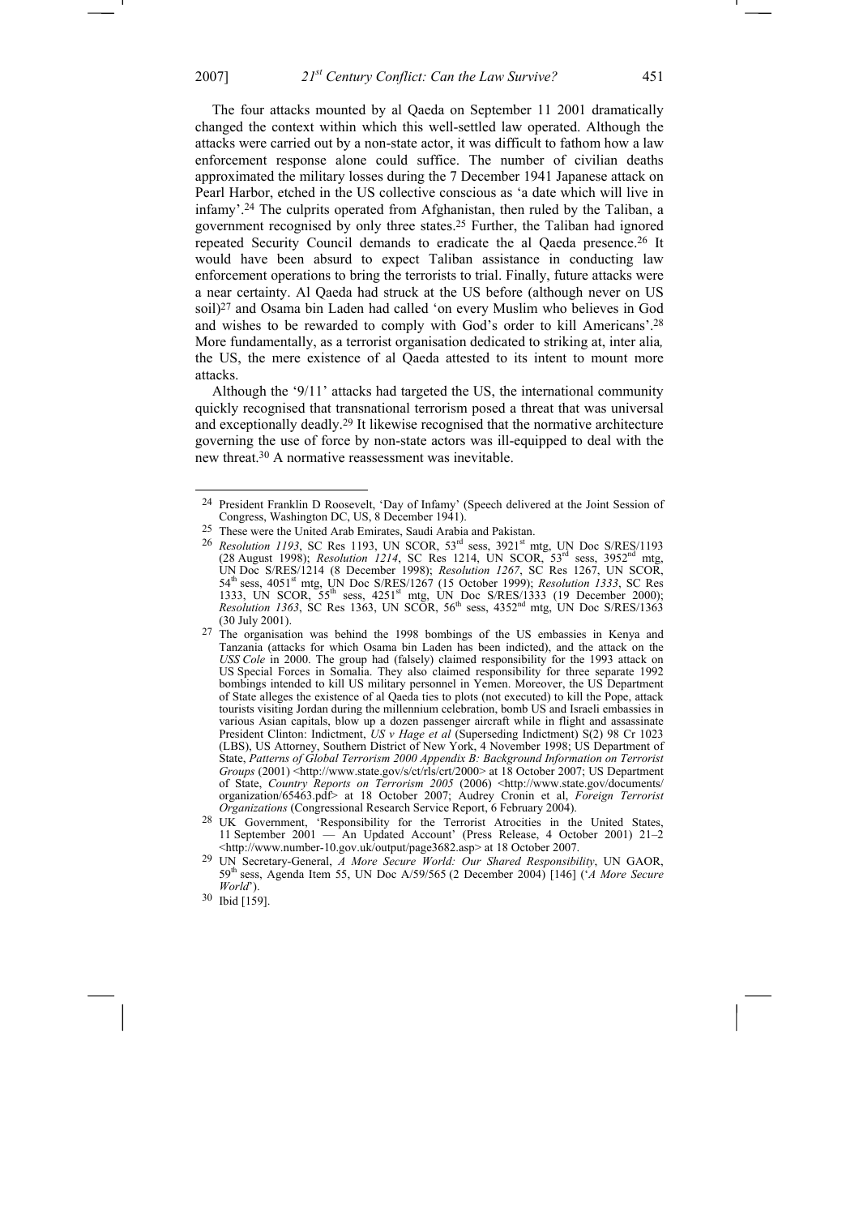The four attacks mounted by al Qaeda on September 11 2001 dramatically changed the context within which this well-settled law operated. Although the attacks were carried out by a non-state actor, it was difficult to fathom how a law enforcement response alone could suffice. The number of civilian deaths approximated the military losses during the 7 December 1941 Japanese attack on Pearl Harbor, etched in the US collective conscious as 'a date which will live in infamy'.[24] The culprits operated from Afghanistan, then ruled by the Taliban, a government recognised by only three states.[25] Further, the Taliban had ignored repeated Security Council demands to eradicate the al Qaeda presence.[26] It would have been absurd to expect Taliban assistance in conducting law enforcement operations to bring the terrorists to trial. Finally, future attacks were a near certainty. Al Qaeda had struck at the US before (although never on US soil)[27] and Osama bin Laden had called 'on every Muslim who believes in God and wishes to be rewarded to comply with God's order to kill Americans'.[28] More fundamentally, as a terrorist organisation dedicated to striking at, inter alia*,* the US, the mere existence of al Qaeda attested to its intent to mount more attacks.

Although the '9/11' attacks had targeted the US, the international community quickly recognised that transnational terrorism posed a threat that was universal and exceptionally deadly.[29] It likewise recognised that the normative architecture governing the use of force by non-state actors was ill-equipped to deal with the new threat.[30] A normative reassessment was inevitable.

---

24 President Franklin D Roosevelt, 'Day of Infamy' (Speech delivered at the Joint Session of Congress, Washington DC, US, 8 December 1941).

25 These were the United Arab Emirates, Saudi Arabia and Pakistan.

26 *Resolution 1193*, SC Res 1193, UN SCOR, 53rd sess, 3921st mtg, UN Doc S/RES/1193 (28 August 1998); *Resolution 1214*, SC Res 1214, UN SCOR, 53rd sess, 3952nd mtg, UN Doc S/RES/1214 (8 December 1998); *Resolution 1267*, SC Res 1267, UN SCOR, 54th sess, 4051st mtg, UN Doc S/RES/1267 (15 October 1999); *Resolution 1333*, SC Res 1333, UN SCOR, 55th sess, 4251st mtg, UN Doc S/RES/1333 (19 December 2000); *Resolution 1363*, SC Res 1363, UN SCOR, 56th sess, 4352nd mtg, UN Doc S/RES/1363 (30 July 2001).

27 The organisation was behind the 1998 bombings of the US embassies in Kenya and Tanzania (attacks for which Osama bin Laden has been indicted), and the attack on the *USS Cole* in 2000. The group had (falsely) claimed responsibility for the 1993 attack on US Special Forces in Somalia. They also claimed responsibility for three separate 1992 bombings intended to kill US military personnel in Yemen. Moreover, the US Department of State alleges the existence of al Qaeda ties to plots (not executed) to kill the Pope, attack tourists visiting Jordan during the millennium celebration, bomb US and Israeli embassies in various Asian capitals, blow up a dozen passenger aircraft while in flight and assassinate President Clinton: Indictment, *US v Hage et al* (Superseding Indictment) S(2) 98 Cr 1023 (LBS), US Attorney, Southern District of New York, 4 November 1998; US Department of State, *Patterns of Global Terrorism 2000 Appendix B: Background Information on Terrorist Groups* (2001) <http://www.state.gov/s/ct/rls/crt/2000> at 18 October 2007; US Department of State, *Country Reports on Terrorism 2005* (2006) <http://www.state.gov/documents/organization/65463.pdf> at 18 October 2007; Audrey Cronin et al, *Foreign Terrorist Organizations* (Congressional Research Service Report, 6 February 2004).

28 UK Government, 'Responsibility for the Terrorist Atrocities in the United States, 11 September 2001 — An Updated Account' (Press Release, 4 October 2001) 21–2 <http://www.number-10.gov.uk/output/page3682.asp> at 18 October 2007.

29 UN Secretary-General, *A More Secure World: Our Shared Responsibility*, UN GAOR, 59th sess, Agenda Item 55, UN Doc A/59/565 (2 December 2004) [146] ('*A More Secure World*').

30 Ibid [159].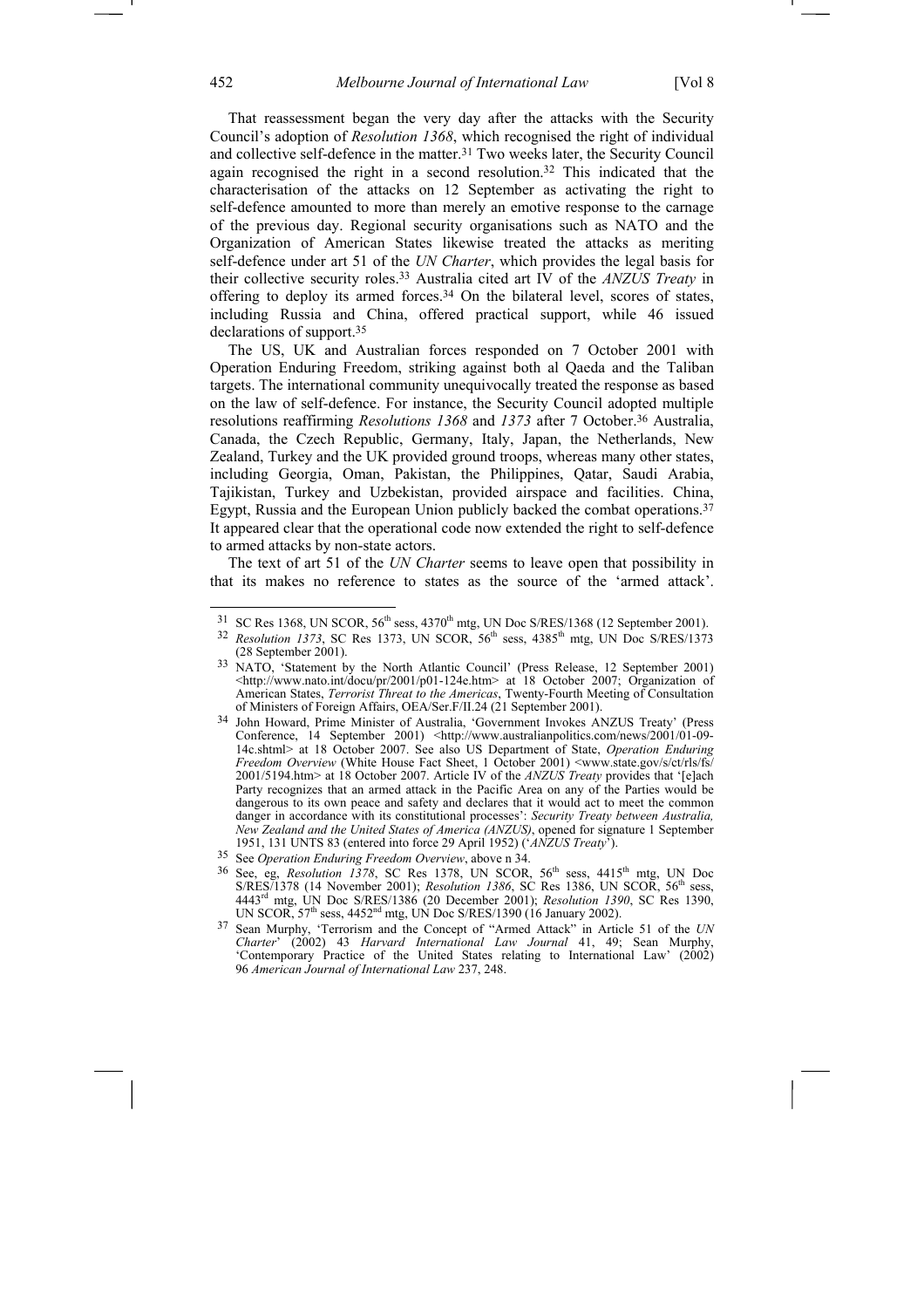That reassessment began the very day after the attacks with the Security Council's adoption of *Resolution 1368*, which recognised the right of individual and collective self-defence in the matter.[31] Two weeks later, the Security Council again recognised the right in a second resolution.[32] This indicated that the characterisation of the attacks on 12 September as activating the right to self-defence amounted to more than merely an emotive response to the carnage of the previous day. Regional security organisations such as NATO and the Organization of American States likewise treated the attacks as meriting self-defence under art 51 of the *UN Charter*, which provides the legal basis for their collective security roles.[33] Australia cited art IV of the *ANZUS Treaty* in offering to deploy its armed forces.[34] On the bilateral level, scores of states, including Russia and China, offered practical support, while 46 issued declarations of support.[35]

The US, UK and Australian forces responded on 7 October 2001 with Operation Enduring Freedom, striking against both al Qaeda and the Taliban targets. The international community unequivocally treated the response as based on the law of self-defence. For instance, the Security Council adopted multiple resolutions reaffirming *Resolutions 1368* and *1373* after 7 October.[36] Australia, Canada, the Czech Republic, Germany, Italy, Japan, the Netherlands, New Zealand, Turkey and the UK provided ground troops, whereas many other states, including Georgia, Oman, Pakistan, the Philippines, Qatar, Saudi Arabia, Tajikistan, Turkey and Uzbekistan, provided airspace and facilities. China, Egypt, Russia and the European Union publicly backed the combat operations.[37] It appeared clear that the operational code now extended the right to self-defence to armed attacks by non-state actors.

The text of art 51 of the *UN Charter* seems to leave open that possibility in that its makes no reference to states as the source of the 'armed attack'.

---

[31] SC Res 1368, UN SCOR, 56th sess, 4370th mtg, UN Doc S/RES/1368 (12 September 2001).

[32] *Resolution 1373*, SC Res 1373, UN SCOR, 56th sess, 4385th mtg, UN Doc S/RES/1373 (28 September 2001).

[33] NATO, 'Statement by the North Atlantic Council' (Press Release, 12 September 2001) <http://www.nato.int/docu/pr/2001/p01-124e.htm> at 18 October 2007; Organization of American States, *Terrorist Threat to the Americas*, Twenty-Fourth Meeting of Consultation of Ministers of Foreign Affairs, OEA/Ser.F/II.24 (21 September 2001).

[34] John Howard, Prime Minister of Australia, 'Government Invokes ANZUS Treaty' (Press Conference, 14 September 2001) <http://www.australianpolitics.com/news/2001/01-09-14c.shtml> at 18 October 2007. See also US Department of State, *Operation Enduring Freedom Overview* (White House Fact Sheet, 1 October 2001) <www.state.gov/s/ct/rls/fs/2001/5194.htm> at 18 October 2007. Article IV of the *ANZUS Treaty* provides that '[e]ach Party recognizes that an armed attack in the Pacific Area on any of the Parties would be dangerous to its own peace and safety and declares that it would act to meet the common danger in accordance with its constitutional processes': *Security Treaty between Australia, New Zealand and the United States of America (ANZUS)*, opened for signature 1 September 1951, 131 UNTS 83 (entered into force 29 April 1952) ('*ANZUS Treaty*').

[35] See *Operation Enduring Freedom Overview*, above n 34.

[36] See, eg, *Resolution 1378*, SC Res 1378, UN SCOR, 56th sess, 4415th mtg, UN Doc S/RES/1378 (14 November 2001); *Resolution 1386*, SC Res 1386, UN SCOR, 56th sess, 4443rd mtg, UN Doc S/RES/1386 (20 December 2001); *Resolution 1390*, SC Res 1390, UN SCOR, 57th sess, 4452nd mtg, UN Doc S/RES/1390 (16 January 2002).

[37] Sean Murphy, 'Terrorism and the Concept of "Armed Attack" in Article 51 of the *UN Charter*' (2002) 43 *Harvard International Law Journal* 41, 49; Sean Murphy, 'Contemporary Practice of the United States relating to International Law' (2002) 96 *American Journal of International Law* 237, 248.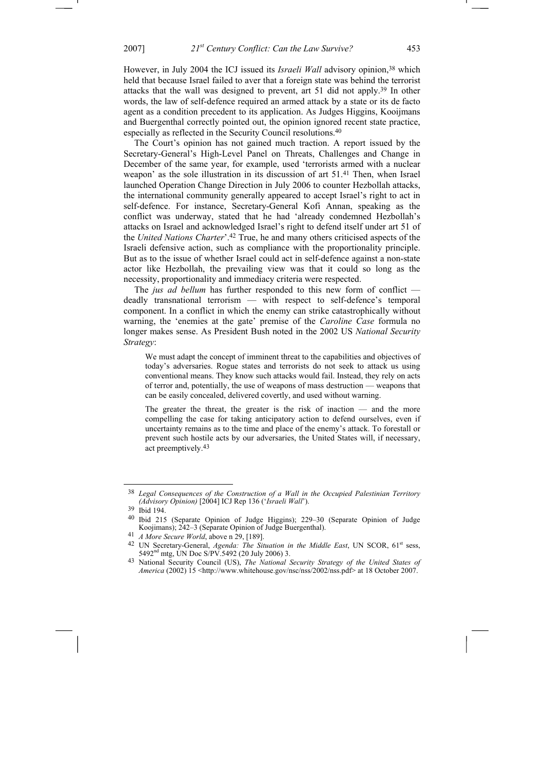However, in July 2004 the ICJ issued its *Israeli Wall* advisory opinion,[38] which held that because Israel failed to aver that a foreign state was behind the terrorist attacks that the wall was designed to prevent, art 51 did not apply.[39] In other words, the law of self-defence required an armed attack by a state or its de facto agent as a condition precedent to its application. As Judges Higgins, Kooijmans and Buergenthal correctly pointed out, the opinion ignored recent state practice, especially as reflected in the Security Council resolutions.[40]

The Court's opinion has not gained much traction. A report issued by the Secretary-General's High-Level Panel on Threats, Challenges and Change in December of the same year, for example, used 'terrorists armed with a nuclear weapon' as the sole illustration in its discussion of art 51.[41] Then, when Israel launched Operation Change Direction in July 2006 to counter Hezbollah attacks, the international community generally appeared to accept Israel's right to act in self-defence. For instance, Secretary-General Kofi Annan, speaking as the conflict was underway, stated that he had 'already condemned Hezbollah's attacks on Israel and acknowledged Israel's right to defend itself under art 51 of the *United Nations Charter*'.[42] True, he and many others criticised aspects of the Israeli defensive action, such as compliance with the proportionality principle. But as to the issue of whether Israel could act in self-defence against a non-state actor like Hezbollah, the prevailing view was that it could so long as the necessity, proportionality and immediacy criteria were respected.

The *jus ad bellum* has further responded to this new form of conflict — deadly transnational terrorism — with respect to self-defence's temporal component. In a conflict in which the enemy can strike catastrophically without warning, the 'enemies at the gate' premise of the *Caroline Case* formula no longer makes sense. As President Bush noted in the 2002 US *National Security Strategy*:

> We must adapt the concept of imminent threat to the capabilities and objectives of today's adversaries. Rogue states and terrorists do not seek to attack us using conventional means. They know such attacks would fail. Instead, they rely on acts of terror and, potentially, the use of weapons of mass destruction — weapons that can be easily concealed, delivered covertly, and used without warning.
>
> The greater the threat, the greater is the risk of inaction — and the more compelling the case for taking anticipatory action to defend ourselves, even if uncertainty remains as to the time and place of the enemy's attack. To forestall or prevent such hostile acts by our adversaries, the United States will, if necessary, act preemptively.[43]

---

38 *Legal Consequences of the Construction of a Wall in the Occupied Palestinian Territory (Advisory Opinion)* [2004] ICJ Rep 136 ('*Israeli Wall*').

39 Ibid 194.

40 Ibid 215 (Separate Opinion of Judge Higgins); 229–30 (Separate Opinion of Judge Koojimans); 242–3 (Separate Opinion of Judge Buergenthal).

41 *A More Secure World*, above n 29, [189].

42 UN Secretary-General, *Agenda: The Situation in the Middle East*, UN SCOR, 61st sess, 5492nd mtg, UN Doc S/PV.5492 (20 July 2006) 3.

43 National Security Council (US), *The National Security Strategy of the United States of America* (2002) 15 <http://www.whitehouse.gov/nsc/nss/2002/nss.pdf> at 18 October 2007.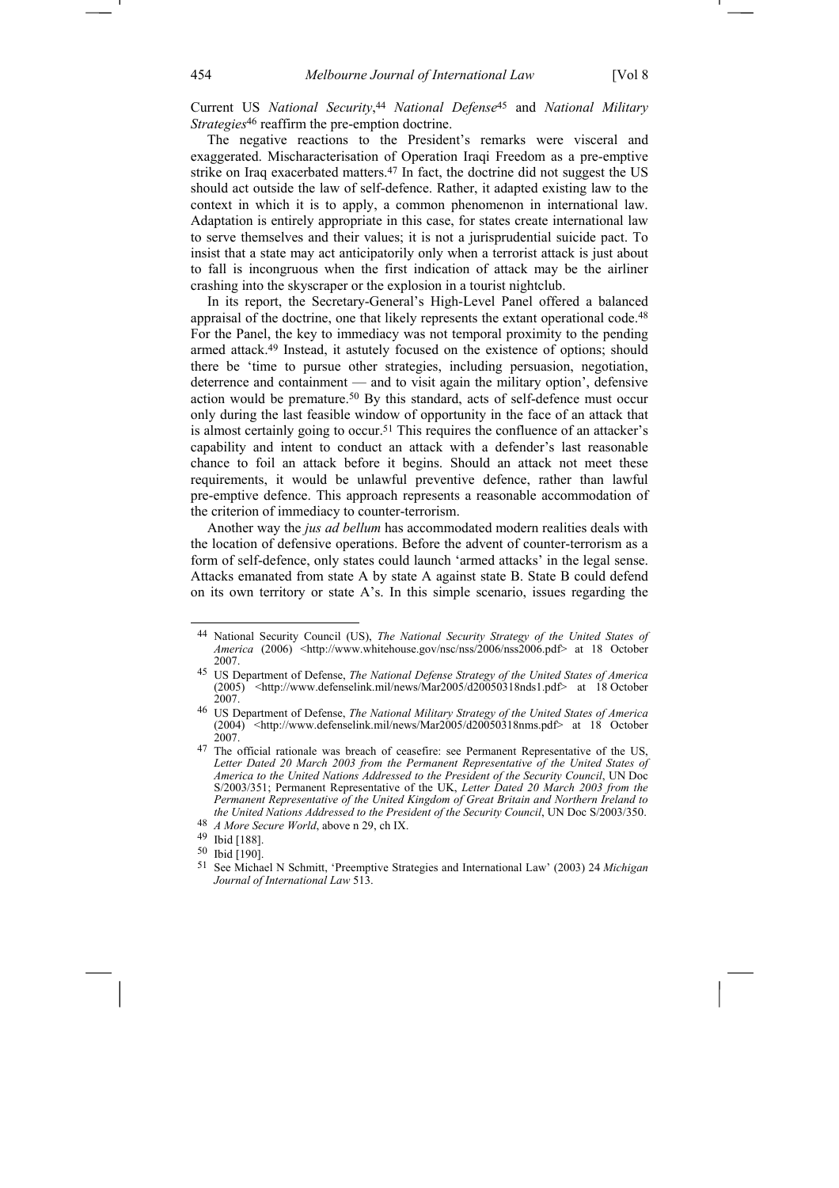Current US *National Security*,[44] *National Defense*[45] and *National Military Strategies*[46] reaffirm the pre-emption doctrine.

The negative reactions to the President's remarks were visceral and exaggerated. Mischaracterisation of Operation Iraqi Freedom as a pre-emptive strike on Iraq exacerbated matters.[47] In fact, the doctrine did not suggest the US should act outside the law of self-defence. Rather, it adapted existing law to the context in which it is to apply, a common phenomenon in international law. Adaptation is entirely appropriate in this case, for states create international law to serve themselves and their values; it is not a jurisprudential suicide pact. To insist that a state may act anticipatorily only when a terrorist attack is just about to fall is incongruous when the first indication of attack may be the airliner crashing into the skyscraper or the explosion in a tourist nightclub.

In its report, the Secretary-General's High-Level Panel offered a balanced appraisal of the doctrine, one that likely represents the extant operational code.[48] For the Panel, the key to immediacy was not temporal proximity to the pending armed attack.[49] Instead, it astutely focused on the existence of options; should there be 'time to pursue other strategies, including persuasion, negotiation, deterrence and containment — and to visit again the military option', defensive action would be premature.[50] By this standard, acts of self-defence must occur only during the last feasible window of opportunity in the face of an attack that is almost certainly going to occur.[51] This requires the confluence of an attacker's capability and intent to conduct an attack with a defender's last reasonable chance to foil an attack before it begins. Should an attack not meet these requirements, it would be unlawful preventive defence, rather than lawful pre-emptive defence. This approach represents a reasonable accommodation of the criterion of immediacy to counter-terrorism.

Another way the *jus ad bellum* has accommodated modern realities deals with the location of defensive operations. Before the advent of counter-terrorism as a form of self-defence, only states could launch 'armed attacks' in the legal sense. Attacks emanated from state A by state A against state B. State B could defend on its own territory or state A's. In this simple scenario, issues regarding the

---

[44] National Security Council (US), *The National Security Strategy of the United States of America* (2006) <http://www.whitehouse.gov/nsc/nss/2006/nss2006.pdf> at 18 October 2007.

[45] US Department of Defense, *The National Defense Strategy of the United States of America* (2005) <http://www.defenselink.mil/news/Mar2005/d20050318nds1.pdf> at 18 October 2007.

[46] US Department of Defense, *The National Military Strategy of the United States of America* (2004) <http://www.defenselink.mil/news/Mar2005/d20050318nms.pdf> at 18 October 2007.

[47] The official rationale was breach of ceasefire: see Permanent Representative of the US, *Letter Dated 20 March 2003 from the Permanent Representative of the United States of America to the United Nations Addressed to the President of the Security Council*, UN Doc S/2003/351; Permanent Representative of the UK, *Letter Dated 20 March 2003 from the Permanent Representative of the United Kingdom of Great Britain and Northern Ireland to the United Nations Addressed to the President of the Security Council*, UN Doc S/2003/350.

[48] *A More Secure World*, above n 29, ch IX.

[49] Ibid [188].

[50] Ibid [190].

[51] See Michael N Schmitt, 'Preemptive Strategies and International Law' (2003) 24 *Michigan Journal of International Law* 513.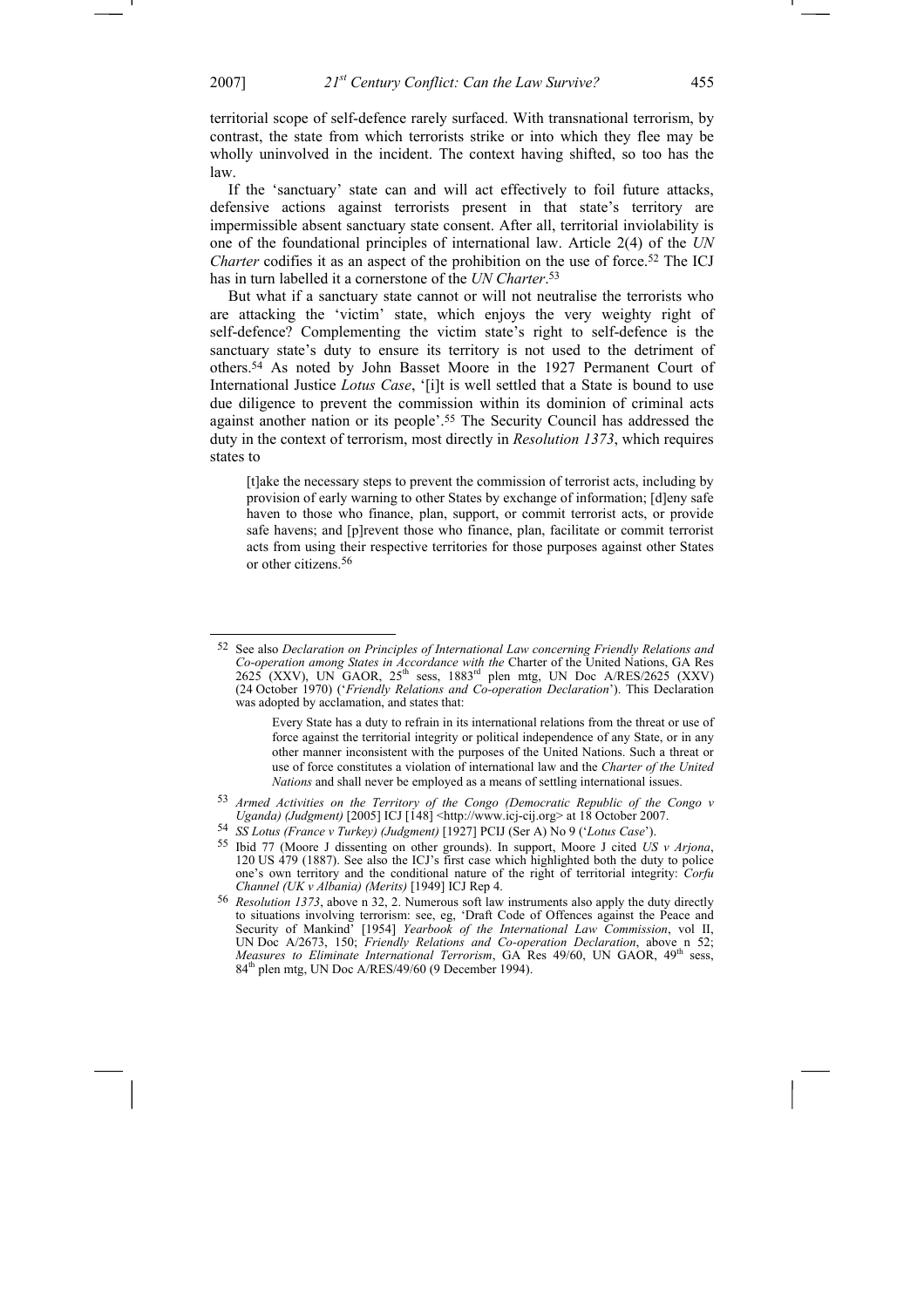territorial scope of self-defence rarely surfaced. With transnational terrorism, by contrast, the state from which terrorists strike or into which they flee may be wholly uninvolved in the incident. The context having shifted, so too has the law.

If the 'sanctuary' state can and will act effectively to foil future attacks, defensive actions against terrorists present in that state's territory are impermissible absent sanctuary state consent. After all, territorial inviolability is one of the foundational principles of international law. Article 2(4) of the *UN Charter* codifies it as an aspect of the prohibition on the use of force.[52] The ICJ has in turn labelled it a cornerstone of the *UN Charter*.[53]

But what if a sanctuary state cannot or will not neutralise the terrorists who are attacking the 'victim' state, which enjoys the very weighty right of self-defence? Complementing the victim state's right to self-defence is the sanctuary state's duty to ensure its territory is not used to the detriment of others.[54] As noted by John Basset Moore in the 1927 Permanent Court of International Justice *Lotus Case*, '[i]t is well settled that a State is bound to use due diligence to prevent the commission within its dominion of criminal acts against another nation or its people'.[55] The Security Council has addressed the duty in the context of terrorism, most directly in *Resolution 1373*, which requires states to

> [t]ake the necessary steps to prevent the commission of terrorist acts, including by provision of early warning to other States by exchange of information; [d]eny safe haven to those who finance, plan, support, or commit terrorist acts, or provide safe havens; and [p]revent those who finance, plan, facilitate or commit terrorist acts from using their respective territories for those purposes against other States or other citizens.[56]

---

52 See also *Declaration on Principles of International Law concerning Friendly Relations and Co-operation among States in Accordance with the* Charter of the United Nations, GA Res 2625 (XXV), UN GAOR, 25th sess, 1883rd plen mtg, UN Doc A/RES/2625 (XXV) (24 October 1970) ('*Friendly Relations and Co-operation Declaration*'). This Declaration was adopted by acclamation, and states that:

> Every State has a duty to refrain in its international relations from the threat or use of force against the territorial integrity or political independence of any State, or in any other manner inconsistent with the purposes of the United Nations. Such a threat or use of force constitutes a violation of international law and the *Charter of the United Nations* and shall never be employed as a means of settling international issues.

53 *Armed Activities on the Territory of the Congo (Democratic Republic of the Congo v Uganda) (Judgment)* [2005] ICJ [148] <http://www.icj-cij.org> at 18 October 2007.

54 *SS Lotus (France v Turkey) (Judgment)* [1927] PCIJ (Ser A) No 9 ('*Lotus Case*').

55 Ibid 77 (Moore J dissenting on other grounds). In support, Moore J cited *US v Arjona*, 120 US 479 (1887). See also the ICJ's first case which highlighted both the duty to police one's own territory and the conditional nature of the right of territorial integrity: *Corfu Channel (UK v Albania) (Merits)* [1949] ICJ Rep 4.

56 *Resolution 1373*, above n 32, 2. Numerous soft law instruments also apply the duty directly to situations involving terrorism: see, eg, 'Draft Code of Offences against the Peace and Security of Mankind' [1954] *Yearbook of the International Law Commission*, vol II, UN Doc A/2673, 150; *Friendly Relations and Co-operation Declaration*, above n 52; *Measures to Eliminate International Terrorism*, GA Res 49/60, UN GAOR, 49th sess, 84th plen mtg, UN Doc A/RES/49/60 (9 December 1994).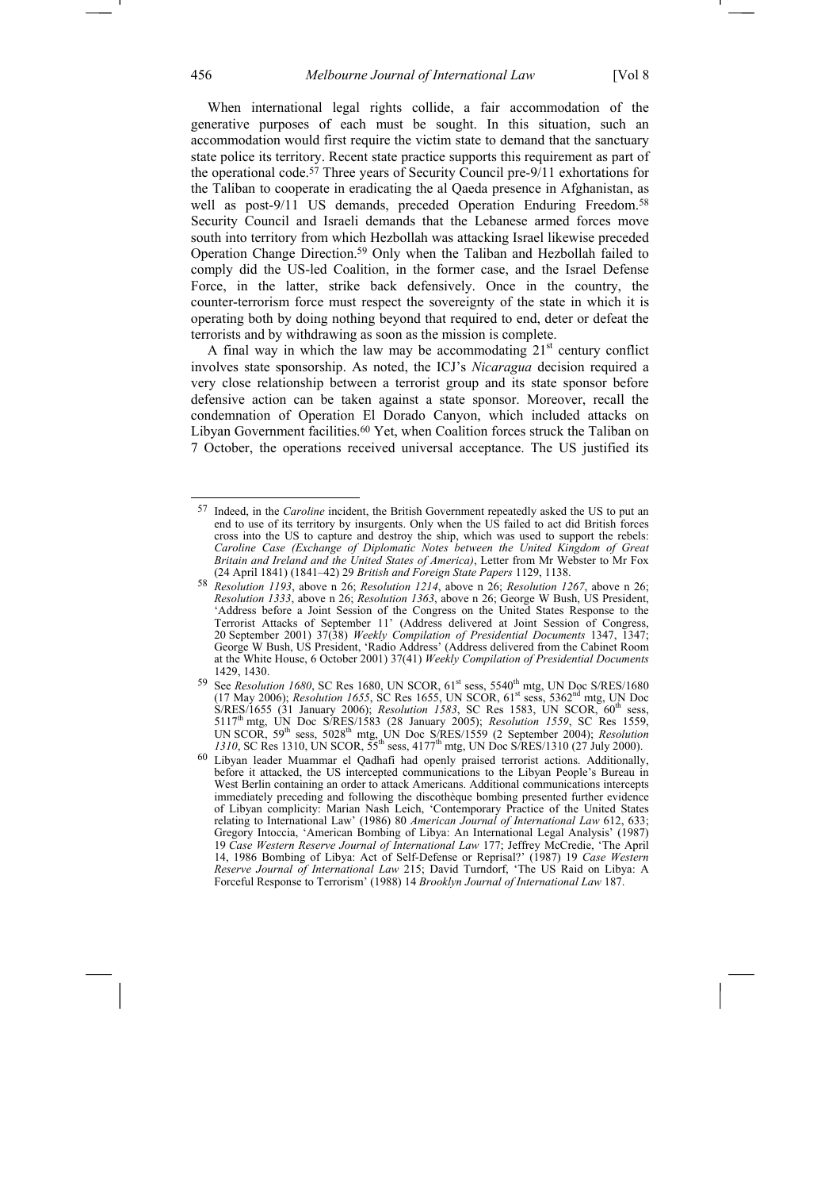When international legal rights collide, a fair accommodation of the generative purposes of each must be sought. In this situation, such an accommodation would first require the victim state to demand that the sanctuary state police its territory. Recent state practice supports this requirement as part of the operational code.[57] Three years of Security Council pre-9/11 exhortations for the Taliban to cooperate in eradicating the al Qaeda presence in Afghanistan, as well as post-9/11 US demands, preceded Operation Enduring Freedom.[58] Security Council and Israeli demands that the Lebanese armed forces move south into territory from which Hezbollah was attacking Israel likewise preceded Operation Change Direction.[59] Only when the Taliban and Hezbollah failed to comply did the US-led Coalition, in the former case, and the Israel Defense Force, in the latter, strike back defensively. Once in the country, the counter-terrorism force must respect the sovereignty of the state in which it is operating both by doing nothing beyond that required to end, deter or defeat the terrorists and by withdrawing as soon as the mission is complete.

A final way in which the law may be accommodating 21st century conflict involves state sponsorship. As noted, the ICJ's *Nicaragua* decision required a very close relationship between a terrorist group and its state sponsor before defensive action can be taken against a state sponsor. Moreover, recall the condemnation of Operation El Dorado Canyon, which included attacks on Libyan Government facilities.[60] Yet, when Coalition forces struck the Taliban on 7 October, the operations received universal acceptance. The US justified its

---

[57] Indeed, in the *Caroline* incident, the British Government repeatedly asked the US to put an end to use of its territory by insurgents. Only when the US failed to act did British forces cross into the US to capture and destroy the ship, which was used to support the rebels: *Caroline Case (Exchange of Diplomatic Notes between the United Kingdom of Great Britain and Ireland and the United States of America)*, Letter from Mr Webster to Mr Fox (24 April 1841) (1841–42) 29 *British and Foreign State Papers* 1129, 1138.

[58] *Resolution 1193*, above n 26; *Resolution 1214*, above n 26; *Resolution 1267*, above n 26; *Resolution 1333*, above n 26; *Resolution 1363*, above n 26; George W Bush, US President, 'Address before a Joint Session of the Congress on the United States Response to the Terrorist Attacks of September 11' (Address delivered at Joint Session of Congress, 20 September 2001) 37(38) *Weekly Compilation of Presidential Documents* 1347, 1347; George W Bush, US President, 'Radio Address' (Address delivered from the Cabinet Room at the White House, 6 October 2001) 37(41) *Weekly Compilation of Presidential Documents* 1429, 1430.

[59] See *Resolution 1680*, SC Res 1680, UN SCOR, 61st sess, 5540th mtg, UN Doc S/RES/1680 (17 May 2006); *Resolution 1655*, SC Res 1655, UN SCOR, 61st sess, 5362nd mtg, UN Doc S/RES/1655 (31 January 2006); *Resolution 1583*, SC Res 1583, UN SCOR, 60th sess, 5117th mtg, UN Doc S/RES/1583 (28 January 2005); *Resolution 1559*, SC Res 1559, UN SCOR, 59th sess, 5028th mtg, UN Doc S/RES/1559 (2 September 2004); *Resolution 1310*, SC Res 1310, UN SCOR, 55th sess, 4177th mtg, UN Doc S/RES/1310 (27 July 2000).

[60] Libyan leader Muammar el Qadhafi had openly praised terrorist actions. Additionally, before it attacked, the US intercepted communications to the Libyan People's Bureau in West Berlin containing an order to attack Americans. Additional communications intercepts immediately preceding and following the discothèque bombing presented further evidence of Libyan complicity: Marian Nash Leich, 'Contemporary Practice of the United States relating to International Law' (1986) 80 *American Journal of International Law* 612, 633; Gregory Intoccia, 'American Bombing of Libya: An International Legal Analysis' (1987) 19 *Case Western Reserve Journal of International Law* 177; Jeffrey McCredie, 'The April 14, 1986 Bombing of Libya: Act of Self-Defense or Reprisal?' (1987) 19 *Case Western Reserve Journal of International Law* 215; David Turndorf, 'The US Raid on Libya: A Forceful Response to Terrorism' (1988) 14 *Brooklyn Journal of International Law* 187.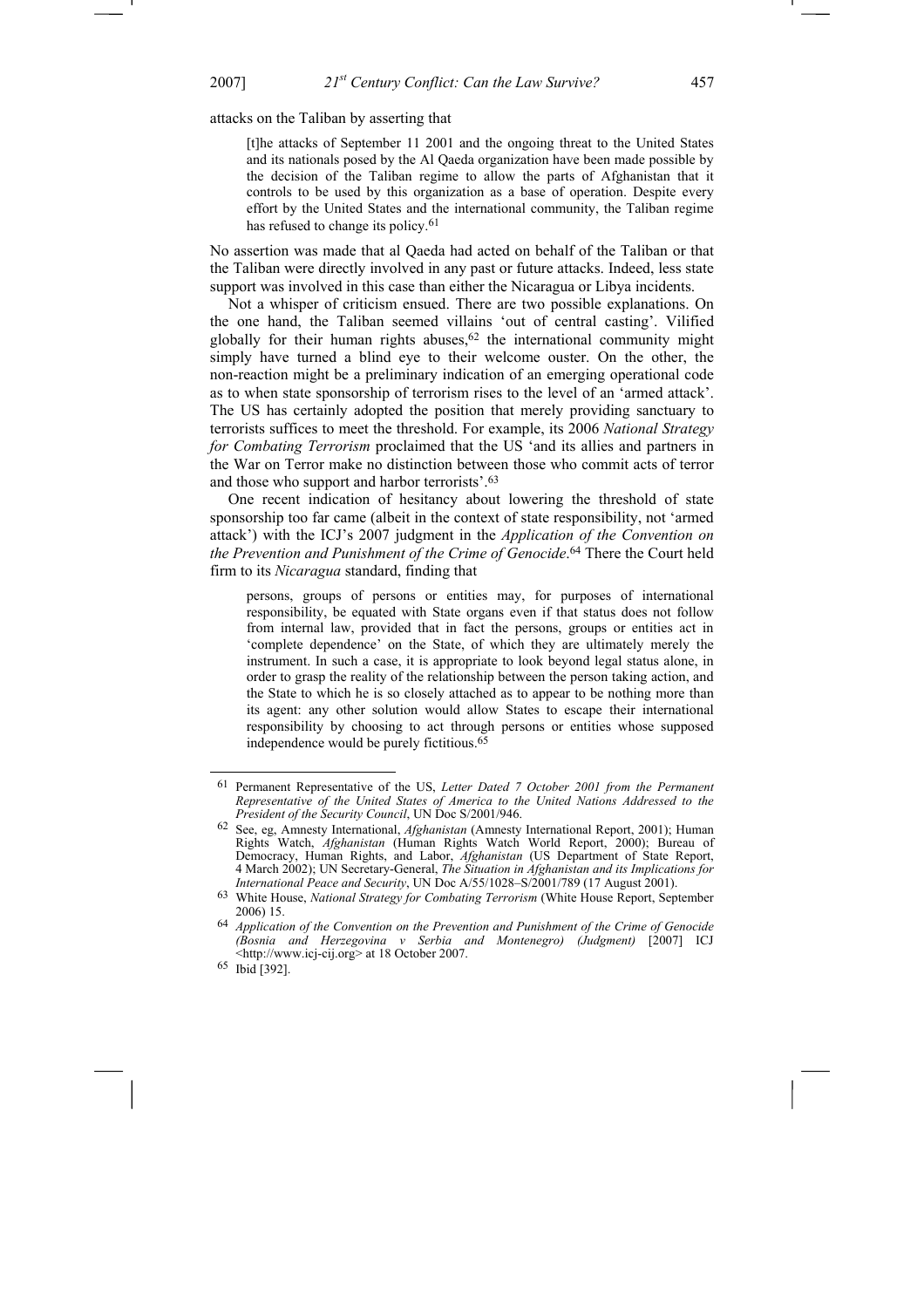attacks on the Taliban by asserting that

> [t]he attacks of September 11 2001 and the ongoing threat to the United States and its nationals posed by the Al Qaeda organization have been made possible by the decision of the Taliban regime to allow the parts of Afghanistan that it controls to be used by this organization as a base of operation. Despite every effort by the United States and the international community, the Taliban regime has refused to change its policy.[61]

No assertion was made that al Qaeda had acted on behalf of the Taliban or that the Taliban were directly involved in any past or future attacks. Indeed, less state support was involved in this case than either the Nicaragua or Libya incidents.

Not a whisper of criticism ensued. There are two possible explanations. On the one hand, the Taliban seemed villains 'out of central casting'. Vilified globally for their human rights abuses,[62] the international community might simply have turned a blind eye to their welcome ouster. On the other, the non-reaction might be a preliminary indication of an emerging operational code as to when state sponsorship of terrorism rises to the level of an 'armed attack'. The US has certainly adopted the position that merely providing sanctuary to terrorists suffices to meet the threshold. For example, its 2006 *National Strategy for Combating Terrorism* proclaimed that the US 'and its allies and partners in the War on Terror make no distinction between those who commit acts of terror and those who support and harbor terrorists'.[63]

One recent indication of hesitancy about lowering the threshold of state sponsorship too far came (albeit in the context of state responsibility, not 'armed attack') with the ICJ's 2007 judgment in the *Application of the Convention on the Prevention and Punishment of the Crime of Genocide*.[64] There the Court held firm to its *Nicaragua* standard, finding that

> persons, groups of persons or entities may, for purposes of international responsibility, be equated with State organs even if that status does not follow from internal law, provided that in fact the persons, groups or entities act in 'complete dependence' on the State, of which they are ultimately merely the instrument. In such a case, it is appropriate to look beyond legal status alone, in order to grasp the reality of the relationship between the person taking action, and the State to which he is so closely attached as to appear to be nothing more than its agent: any other solution would allow States to escape their international responsibility by choosing to act through persons or entities whose supposed independence would be purely fictitious.[65]

---

[61] Permanent Representative of the US, *Letter Dated 7 October 2001 from the Permanent Representative of the United States of America to the United Nations Addressed to the President of the Security Council*, UN Doc S/2001/946.

[62] See, eg, Amnesty International, *Afghanistan* (Amnesty International Report, 2001); Human Rights Watch, *Afghanistan* (Human Rights Watch World Report, 2000); Bureau of Democracy, Human Rights, and Labor, *Afghanistan* (US Department of State Report, 4 March 2002); UN Secretary-General, *The Situation in Afghanistan and its Implications for International Peace and Security*, UN Doc A/55/1028–S/2001/789 (17 August 2001).

[63] White House, *National Strategy for Combating Terrorism* (White House Report, September 2006) 15.

[64] *Application of the Convention on the Prevention and Punishment of the Crime of Genocide (Bosnia and Herzegovina v Serbia and Montenegro) (Judgment)* [2007] ICJ <http://www.icj-cij.org> at 18 October 2007.

[65] Ibid [392].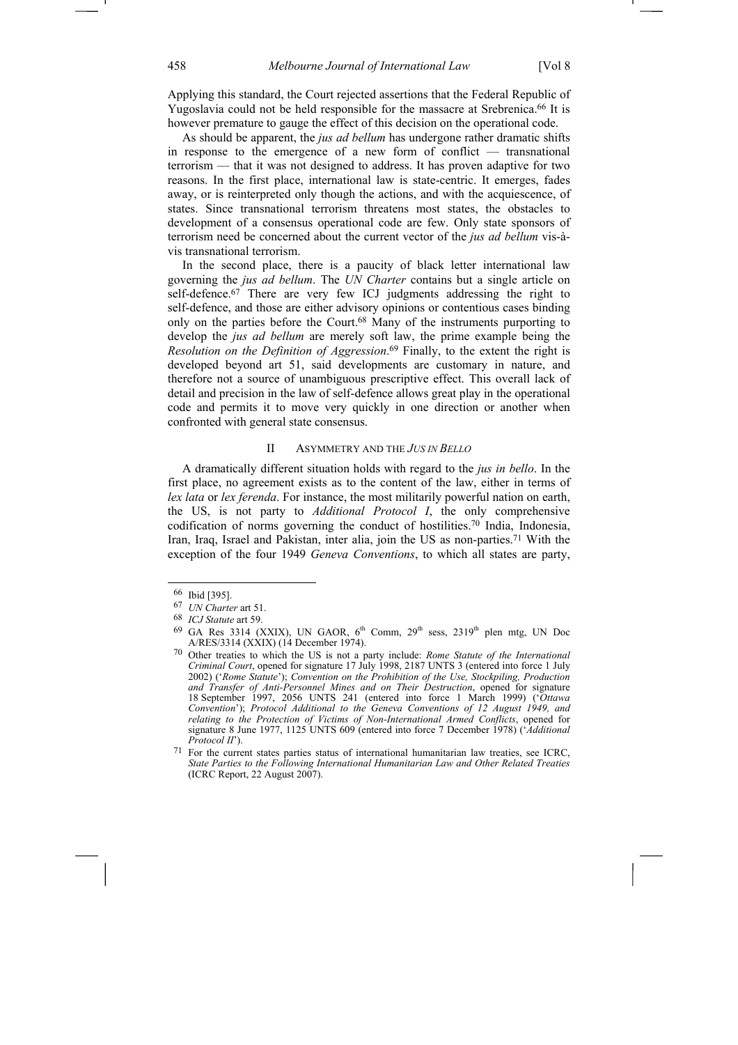Applying this standard, the Court rejected assertions that the Federal Republic of Yugoslavia could not be held responsible for the massacre at Srebrenica.[66] It is however premature to gauge the effect of this decision on the operational code.

As should be apparent, the *jus ad bellum* has undergone rather dramatic shifts in response to the emergence of a new form of conflict — transnational terrorism — that it was not designed to address. It has proven adaptive for two reasons. In the first place, international law is state-centric. It emerges, fades away, or is reinterpreted only though the actions, and with the acquiescence, of states. Since transnational terrorism threatens most states, the obstacles to development of a consensus operational code are few. Only state sponsors of terrorism need be concerned about the current vector of the *jus ad bellum* vis-à-vis transnational terrorism.

In the second place, there is a paucity of black letter international law governing the *jus ad bellum*. The *UN Charter* contains but a single article on self-defence.[67] There are very few ICJ judgments addressing the right to self-defence, and those are either advisory opinions or contentious cases binding only on the parties before the Court.[68] Many of the instruments purporting to develop the *jus ad bellum* are merely soft law, the prime example being the *Resolution on the Definition of Aggression*.[69] Finally, to the extent the right is developed beyond art 51, said developments are customary in nature, and therefore not a source of unambiguous prescriptive effect. This overall lack of detail and precision in the law of self-defence allows great play in the operational code and permits it to move very quickly in one direction or another when confronted with general state consensus.

## II ASYMMETRY AND THE *JUS IN BELLO*

A dramatically different situation holds with regard to the *jus in bello*. In the first place, no agreement exists as to the content of the law, either in terms of *lex lata* or *lex ferenda*. For instance, the most militarily powerful nation on earth, the US, is not party to *Additional Protocol I*, the only comprehensive codification of norms governing the conduct of hostilities.[70] India, Indonesia, Iran, Iraq, Israel and Pakistan, inter alia, join the US as non-parties.[71] With the exception of the four 1949 *Geneva Conventions*, to which all states are party,

---

[66] Ibid [395].

[67] *UN Charter* art 51.

[68] *ICJ Statute* art 59.

[69] GA Res 3314 (XXIX), UN GAOR, 6th Comm, 29th sess, 2319th plen mtg, UN Doc A/RES/3314 (XXIX) (14 December 1974).

[70] Other treaties to which the US is not a party include: *Rome Statute of the International Criminal Court*, opened for signature 17 July 1998, 2187 UNTS 3 (entered into force 1 July 2002) ('*Rome Statute*'); *Convention on the Prohibition of the Use, Stockpiling, Production and Transfer of Anti-Personnel Mines and on Their Destruction*, opened for signature 18 September 1997, 2056 UNTS 241 (entered into force 1 March 1999) ('*Ottawa Convention*'); *Protocol Additional to the Geneva Conventions of 12 August 1949, and relating to the Protection of Victims of Non-International Armed Conflicts*, opened for signature 8 June 1977, 1125 UNTS 609 (entered into force 7 December 1978) ('*Additional Protocol II*').

[71] For the current states parties status of international humanitarian law treaties, see ICRC, *State Parties to the Following International Humanitarian Law and Other Related Treaties* (ICRC Report, 22 August 2007).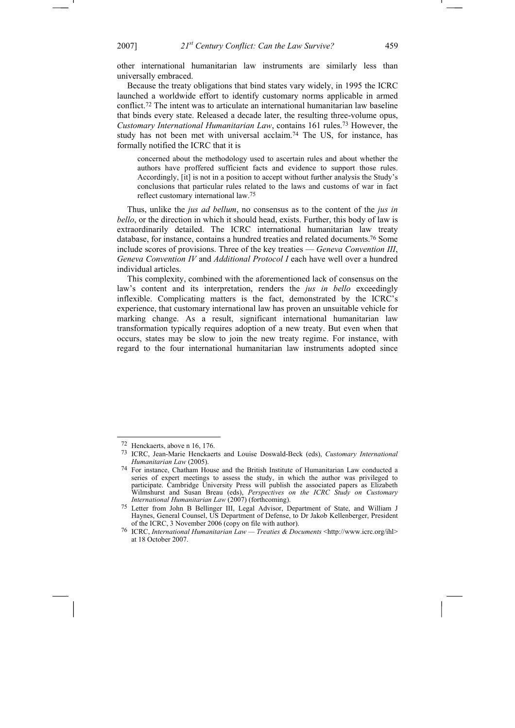other international humanitarian law instruments are similarly less than universally embraced.

Because the treaty obligations that bind states vary widely, in 1995 the ICRC launched a worldwide effort to identify customary norms applicable in armed conflict.[72] The intent was to articulate an international humanitarian law baseline that binds every state. Released a decade later, the resulting three-volume opus, *Customary International Humanitarian Law*, contains 161 rules.[73] However, the study has not been met with universal acclaim.[74] The US, for instance, has formally notified the ICRC that it is

> concerned about the methodology used to ascertain rules and about whether the authors have proffered sufficient facts and evidence to support those rules. Accordingly, [it] is not in a position to accept without further analysis the Study's conclusions that particular rules related to the laws and customs of war in fact reflect customary international law.[75]

Thus, unlike the *jus ad bellum*, no consensus as to the content of the *jus in bello*, or the direction in which it should head, exists. Further, this body of law is extraordinarily detailed. The ICRC international humanitarian law treaty database, for instance, contains a hundred treaties and related documents.[76] Some include scores of provisions. Three of the key treaties — *Geneva Convention III*, *Geneva Convention IV* and *Additional Protocol I* each have well over a hundred individual articles.

This complexity, combined with the aforementioned lack of consensus on the law's content and its interpretation, renders the *jus in bello* exceedingly inflexible. Complicating matters is the fact, demonstrated by the ICRC's experience, that customary international law has proven an unsuitable vehicle for marking change. As a result, significant international humanitarian law transformation typically requires adoption of a new treaty. But even when that occurs, states may be slow to join the new treaty regime. For instance, with regard to the four international humanitarian law instruments adopted since

---

72 Henckaerts, above n 16, 176.

73 ICRC, Jean-Marie Henckaerts and Louise Doswald-Beck (eds), *Customary International Humanitarian Law* (2005).

74 For instance, Chatham House and the British Institute of Humanitarian Law conducted a series of expert meetings to assess the study, in which the author was privileged to participate. Cambridge University Press will publish the associated papers as Elizabeth Wilmshurst and Susan Breau (eds), *Perspectives on the ICRC Study on Customary International Humanitarian Law* (2007) (forthcoming).

75 Letter from John B Bellinger III, Legal Advisor, Department of State, and William J Haynes, General Counsel, US Department of Defense, to Dr Jakob Kellenberger, President of the ICRC, 3 November 2006 (copy on file with author).

76 ICRC, *International Humanitarian Law — Treaties & Documents* <http://www.icrc.org/ihl> at 18 October 2007.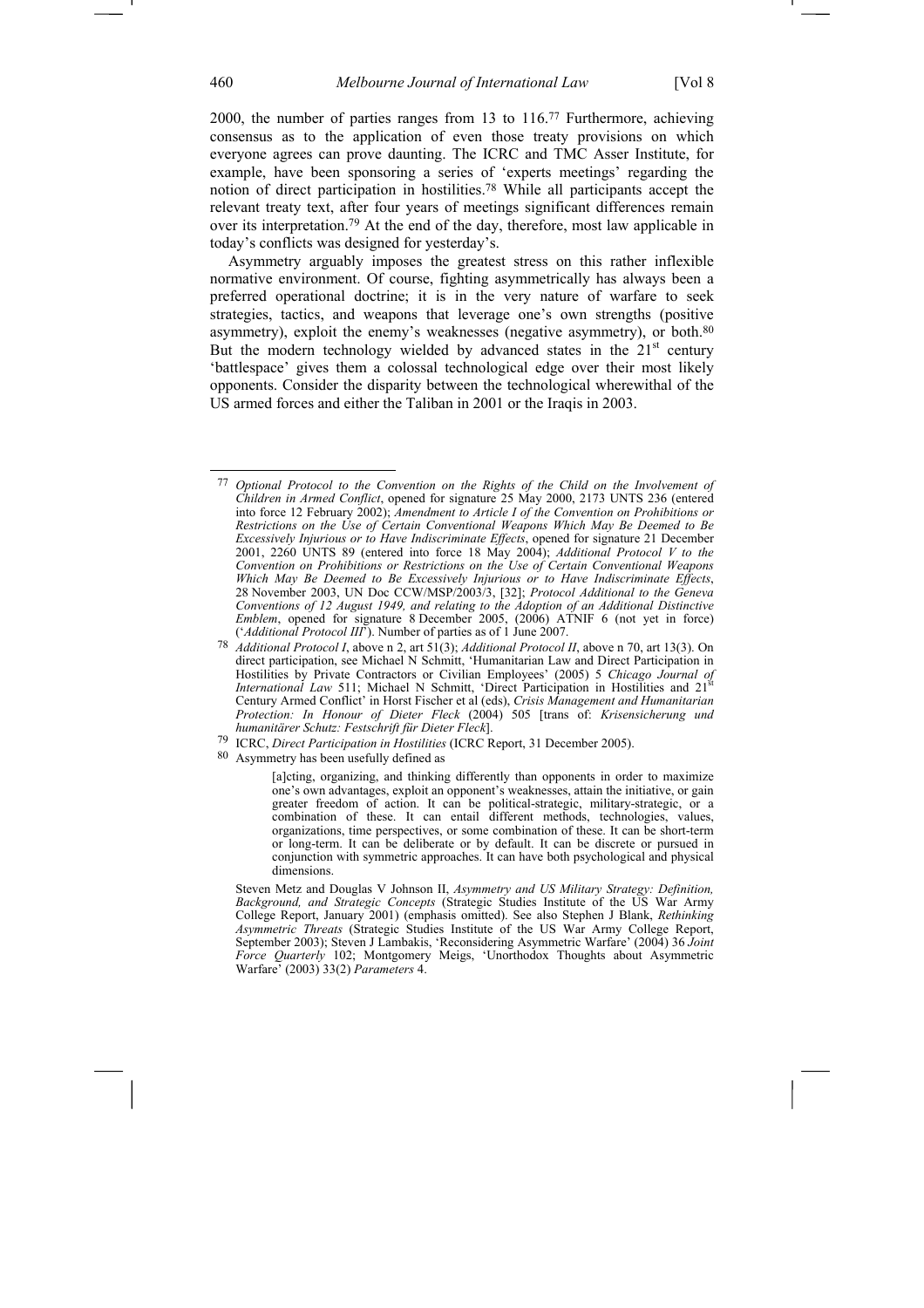2000, the number of parties ranges from 13 to 116.[77] Furthermore, achieving consensus as to the application of even those treaty provisions on which everyone agrees can prove daunting. The ICRC and TMC Asser Institute, for example, have been sponsoring a series of 'experts meetings' regarding the notion of direct participation in hostilities.[78] While all participants accept the relevant treaty text, after four years of meetings significant differences remain over its interpretation.[79] At the end of the day, therefore, most law applicable in today's conflicts was designed for yesterday's.

Asymmetry arguably imposes the greatest stress on this rather inflexible normative environment. Of course, fighting asymmetrically has always been a preferred operational doctrine; it is in the very nature of warfare to seek strategies, tactics, and weapons that leverage one's own strengths (positive asymmetry), exploit the enemy's weaknesses (negative asymmetry), or both.[80] But the modern technology wielded by advanced states in the 21st century 'battlespace' gives them a colossal technological edge over their most likely opponents. Consider the disparity between the technological wherewithal of the US armed forces and either the Taliban in 2001 or the Iraqis in 2003.

---

77 *Optional Protocol to the Convention on the Rights of the Child on the Involvement of Children in Armed Conflict*, opened for signature 25 May 2000, 2173 UNTS 236 (entered into force 12 February 2002); *Amendment to Article I of the Convention on Prohibitions or Restrictions on the Use of Certain Conventional Weapons Which May Be Deemed to Be Excessively Injurious or to Have Indiscriminate Effects*, opened for signature 21 December 2001, 2260 UNTS 89 (entered into force 18 May 2004); *Additional Protocol V to the Convention on Prohibitions or Restrictions on the Use of Certain Conventional Weapons Which May Be Deemed to Be Excessively Injurious or to Have Indiscriminate Effects*, 28 November 2003, UN Doc CCW/MSP/2003/3, [32]; *Protocol Additional to the Geneva Conventions of 12 August 1949, and relating to the Adoption of an Additional Distinctive Emblem*, opened for signature 8 December 2005, (2006) ATNIF 6 (not yet in force) ('*Additional Protocol III*'). Number of parties as of 1 June 2007.

78 *Additional Protocol I*, above n 2, art 51(3); *Additional Protocol II*, above n 70, art 13(3). On direct participation, see Michael N Schmitt, 'Humanitarian Law and Direct Participation in Hostilities by Private Contractors or Civilian Employees' (2005) 5 *Chicago Journal of International Law* 511; Michael N Schmitt, 'Direct Participation in Hostilities and 21st Century Armed Conflict' in Horst Fischer et al (eds), *Crisis Management and Humanitarian Protection: In Honour of Dieter Fleck* (2004) 505 [trans of: *Krisensicherung und humanitärer Schutz: Festschrift für Dieter Fleck*].

79 ICRC, *Direct Participation in Hostilities* (ICRC Report, 31 December 2005).

80 Asymmetry has been usefully defined as

> [a]cting, organizing, and thinking differently than opponents in order to maximize one's own advantages, exploit an opponent's weaknesses, attain the initiative, or gain greater freedom of action. It can be political-strategic, military-strategic, or a combination of these. It can entail different methods, technologies, values, organizations, time perspectives, or some combination of these. It can be short-term or long-term. It can be deliberate or by default. It can be discrete or pursued in conjunction with symmetric approaches. It can have both psychological and physical dimensions.

Steven Metz and Douglas V Johnson II, *Asymmetry and US Military Strategy: Definition, Background, and Strategic Concepts* (Strategic Studies Institute of the US War Army College Report, January 2001) (emphasis omitted). See also Stephen J Blank, *Rethinking Asymmetric Threats* (Strategic Studies Institute of the US War Army College Report, September 2003); Steven J Lambakis, 'Reconsidering Asymmetric Warfare' (2004) 36 *Joint Force Quarterly* 102; Montgomery Meigs, 'Unorthodox Thoughts about Asymmetric Warfare' (2003) 33(2) *Parameters* 4.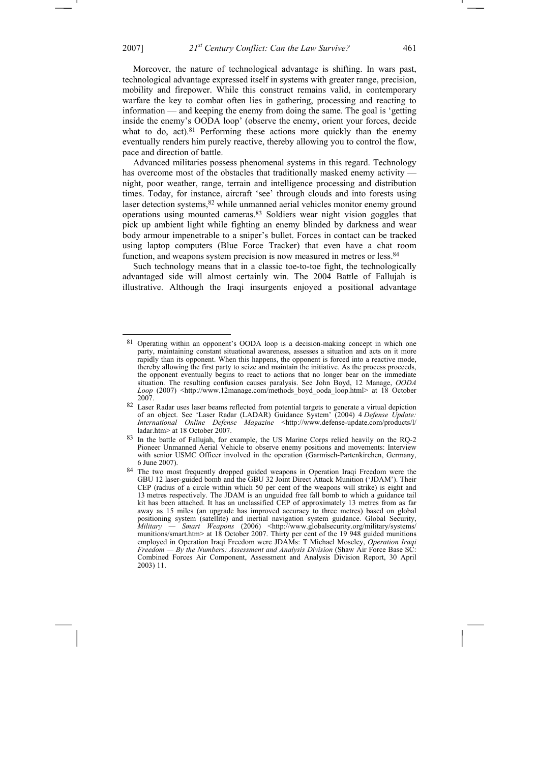Moreover, the nature of technological advantage is shifting. In wars past, technological advantage expressed itself in systems with greater range, precision, mobility and firepower. While this construct remains valid, in contemporary warfare the key to combat often lies in gathering, processing and reacting to information — and keeping the enemy from doing the same. The goal is 'getting inside the enemy's OODA loop' (observe the enemy, orient your forces, decide what to do, act).[81] Performing these actions more quickly than the enemy eventually renders him purely reactive, thereby allowing you to control the flow, pace and direction of battle.

Advanced militaries possess phenomenal systems in this regard. Technology has overcome most of the obstacles that traditionally masked enemy activity — night, poor weather, range, terrain and intelligence processing and distribution times. Today, for instance, aircraft 'see' through clouds and into forests using laser detection systems,[82] while unmanned aerial vehicles monitor enemy ground operations using mounted cameras.[83] Soldiers wear night vision goggles that pick up ambient light while fighting an enemy blinded by darkness and wear body armour impenetrable to a sniper's bullet. Forces in contact can be tracked using laptop computers (Blue Force Tracker) that even have a chat room function, and weapons system precision is now measured in metres or less.[84]

Such technology means that in a classic toe-to-toe fight, the technologically advantaged side will almost certainly win. The 2004 Battle of Fallujah is illustrative. Although the Iraqi insurgents enjoyed a positional advantage

---

[81] Operating within an opponent's OODA loop is a decision-making concept in which one party, maintaining constant situational awareness, assesses a situation and acts on it more rapidly than its opponent. When this happens, the opponent is forced into a reactive mode, thereby allowing the first party to seize and maintain the initiative. As the process proceeds, the opponent eventually begins to react to actions that no longer bear on the immediate situation. The resulting confusion causes paralysis. See John Boyd, 12 Manage, *OODA Loop* (2007) <http://www.12manage.com/methods_boyd_ooda_loop.html> at 18 October 2007.

[82] Laser Radar uses laser beams reflected from potential targets to generate a virtual depiction of an object. See 'Laser Radar (LADAR) Guidance System' (2004) 4 *Defense Update: International Online Defense Magazine* <http://www.defense-update.com/products/l/ladar.htm> at 18 October 2007.

[83] In the battle of Fallujah, for example, the US Marine Corps relied heavily on the RQ-2 Pioneer Unmanned Aerial Vehicle to observe enemy positions and movements: Interview with senior USMC Officer involved in the operation (Garmisch-Partenkirchen, Germany, 6 June 2007).

[84] The two most frequently dropped guided weapons in Operation Iraqi Freedom were the GBU 12 laser-guided bomb and the GBU 32 Joint Direct Attack Munition ('JDAM'). Their CEP (radius of a circle within which 50 per cent of the weapons will strike) is eight and 13 metres respectively. The JDAM is an unguided free fall bomb to which a guidance tail kit has been attached. It has an unclassified CEP of approximately 13 metres from as far away as 15 miles (an upgrade has improved accuracy to three metres) based on global positioning system (satellite) and inertial navigation system guidance. Global Security, *Military — Smart Weapons* (2006) <http://www.globalsecurity.org/military/systems/munitions/smart.htm> at 18 October 2007. Thirty per cent of the 19 948 guided munitions employed in Operation Iraqi Freedom were JDAMs: T Michael Moseley, *Operation Iraqi Freedom — By the Numbers: Assessment and Analysis Division* (Shaw Air Force Base SC: Combined Forces Air Component, Assessment and Analysis Division Report, 30 April 2003) 11.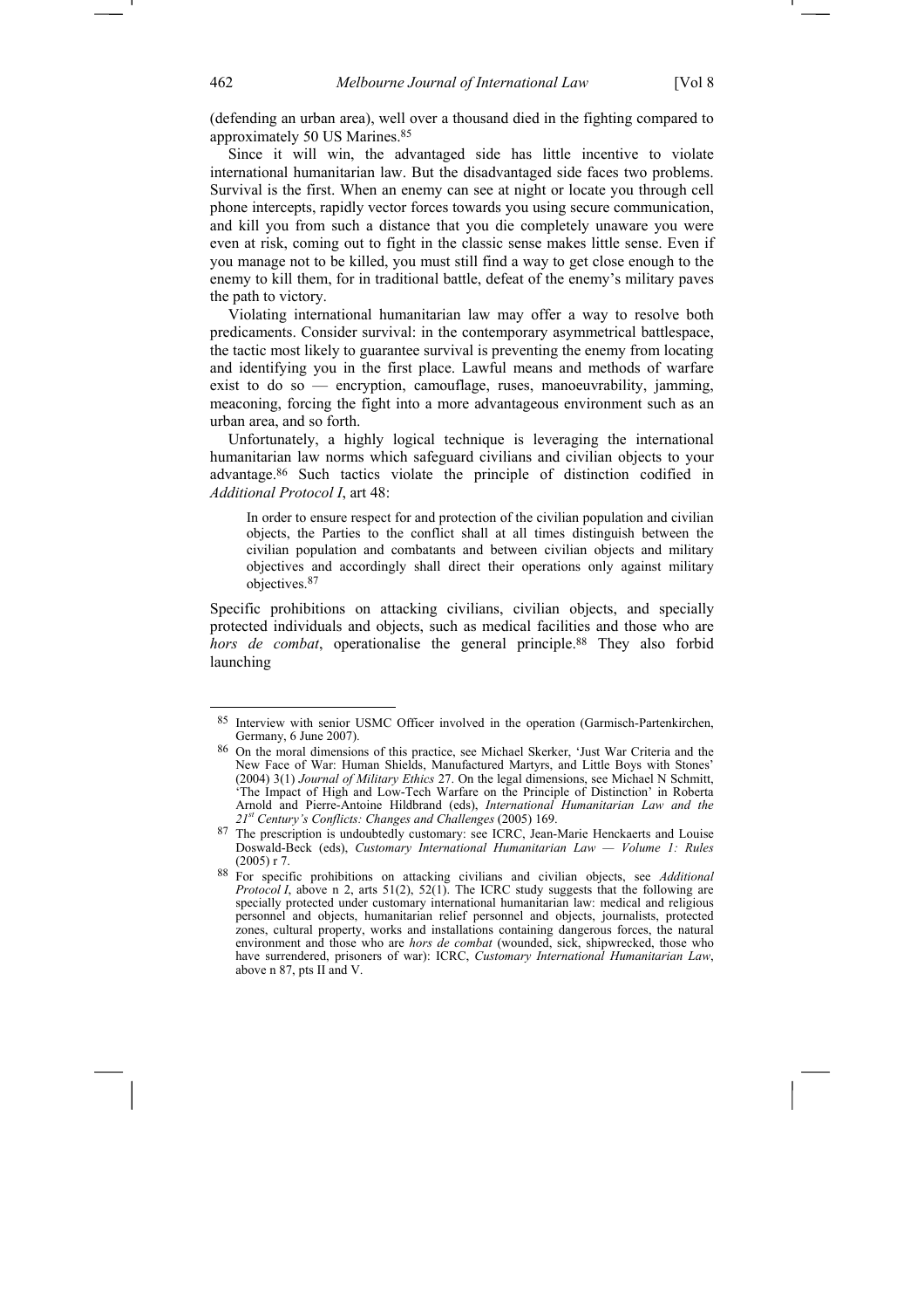(defending an urban area), well over a thousand died in the fighting compared to approximately 50 US Marines.[85]

Since it will win, the advantaged side has little incentive to violate international humanitarian law. But the disadvantaged side faces two problems. Survival is the first. When an enemy can see at night or locate you through cell phone intercepts, rapidly vector forces towards you using secure communication, and kill you from such a distance that you die completely unaware you were even at risk, coming out to fight in the classic sense makes little sense. Even if you manage not to be killed, you must still find a way to get close enough to the enemy to kill them, for in traditional battle, defeat of the enemy's military paves the path to victory.

Violating international humanitarian law may offer a way to resolve both predicaments. Consider survival: in the contemporary asymmetrical battlespace, the tactic most likely to guarantee survival is preventing the enemy from locating and identifying you in the first place. Lawful means and methods of warfare exist to do so — encryption, camouflage, ruses, manoeuvrability, jamming, meaconing, forcing the fight into a more advantageous environment such as an urban area, and so forth.

Unfortunately, a highly logical technique is leveraging the international humanitarian law norms which safeguard civilians and civilian objects to your advantage.[86] Such tactics violate the principle of distinction codified in *Additional Protocol I*, art 48:

> In order to ensure respect for and protection of the civilian population and civilian objects, the Parties to the conflict shall at all times distinguish between the civilian population and combatants and between civilian objects and military objectives and accordingly shall direct their operations only against military objectives.[87]

Specific prohibitions on attacking civilians, civilian objects, and specially protected individuals and objects, such as medical facilities and those who are *hors de combat*, operationalise the general principle.[88] They also forbid launching

---

[85] Interview with senior USMC Officer involved in the operation (Garmisch-Partenkirchen, Germany, 6 June 2007).

[86] On the moral dimensions of this practice, see Michael Skerker, 'Just War Criteria and the New Face of War: Human Shields, Manufactured Martyrs, and Little Boys with Stones' (2004) 3(1) *Journal of Military Ethics* 27. On the legal dimensions, see Michael N Schmitt, 'The Impact of High and Low-Tech Warfare on the Principle of Distinction' in Roberta Arnold and Pierre-Antoine Hildbrand (eds), *International Humanitarian Law and the 21st Century's Conflicts: Changes and Challenges* (2005) 169.

[87] The prescription is undoubtedly customary: see ICRC, Jean-Marie Henckaerts and Louise Doswald-Beck (eds), *Customary International Humanitarian Law — Volume 1: Rules* (2005) r 7.

[88] For specific prohibitions on attacking civilians and civilian objects, see *Additional Protocol I*, above n 2, arts 51(2), 52(1). The ICRC study suggests that the following are specially protected under customary international humanitarian law: medical and religious personnel and objects, humanitarian relief personnel and objects, journalists, protected zones, cultural property, works and installations containing dangerous forces, the natural environment and those who are *hors de combat* (wounded, sick, shipwrecked, those who have surrendered, prisoners of war): ICRC, *Customary International Humanitarian Law*, above n 87, pts II and V.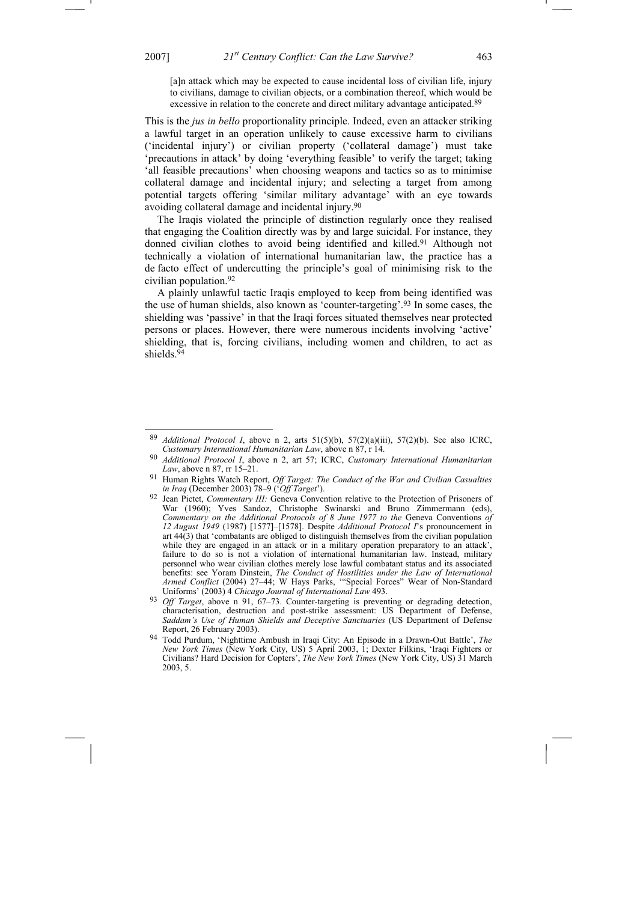> [a]n attack which may be expected to cause incidental loss of civilian life, injury to civilians, damage to civilian objects, or a combination thereof, which would be excessive in relation to the concrete and direct military advantage anticipated.[89]

This is the *jus in bello* proportionality principle. Indeed, even an attacker striking a lawful target in an operation unlikely to cause excessive harm to civilians ('incidental injury') or civilian property ('collateral damage') must take 'precautions in attack' by doing 'everything feasible' to verify the target; taking 'all feasible precautions' when choosing weapons and tactics so as to minimise collateral damage and incidental injury; and selecting a target from among potential targets offering 'similar military advantage' with an eye towards avoiding collateral damage and incidental injury.[90]

The Iraqis violated the principle of distinction regularly once they realised that engaging the Coalition directly was by and large suicidal. For instance, they donned civilian clothes to avoid being identified and killed.[91] Although not technically a violation of international humanitarian law, the practice has a de facto effect of undercutting the principle's goal of minimising risk to the civilian population.[92]

A plainly unlawful tactic Iraqis employed to keep from being identified was the use of human shields, also known as 'counter-targeting'.[93] In some cases, the shielding was 'passive' in that the Iraqi forces situated themselves near protected persons or places. However, there were numerous incidents involving 'active' shielding, that is, forcing civilians, including women and children, to act as shields.[94]

---

[89] *Additional Protocol I*, above n 2, arts 51(5)(b), 57(2)(a)(iii), 57(2)(b). See also ICRC, *Customary International Humanitarian Law*, above n 87, r 14.

[90] *Additional Protocol I*, above n 2, art 57; ICRC, *Customary International Humanitarian Law*, above n 87, rr 15–21.

[91] Human Rights Watch Report, *Off Target: The Conduct of the War and Civilian Casualties in Iraq* (December 2003) 78–9 ('*Off Target*').

[92] Jean Pictet, *Commentary III:* Geneva Convention relative to the Protection of Prisoners of War (1960); Yves Sandoz, Christophe Swinarski and Bruno Zimmermann (eds), *Commentary on the Additional Protocols of 8 June 1977 to the* Geneva Conventions *of 12 August 1949* (1987) [1577]–[1578]. Despite *Additional Protocol I*'s pronouncement in art 44(3) that 'combatants are obliged to distinguish themselves from the civilian population while they are engaged in an attack or in a military operation preparatory to an attack', failure to do so is not a violation of international humanitarian law. Instead, military personnel who wear civilian clothes merely lose lawful combatant status and its associated benefits: see Yoram Dinstein, *The Conduct of Hostilities under the Law of International Armed Conflict* (2004) 27–44; W Hays Parks, '"Special Forces" Wear of Non-Standard Uniforms' (2003) 4 *Chicago Journal of International Law* 493.

[93] *Off Target*, above n 91, 67–73. Counter-targeting is preventing or degrading detection, characterisation, destruction and post-strike assessment: US Department of Defense, *Saddam's Use of Human Shields and Deceptive Sanctuaries* (US Department of Defense Report, 26 February 2003).

[94] Todd Purdum, 'Nighttime Ambush in Iraqi City: An Episode in a Drawn-Out Battle', *The New York Times* (New York City, US) 5 April 2003, 1; Dexter Filkins, 'Iraqi Fighters or Civilians? Hard Decision for Copters', *The New York Times* (New York City, US) 31 March 2003, 5.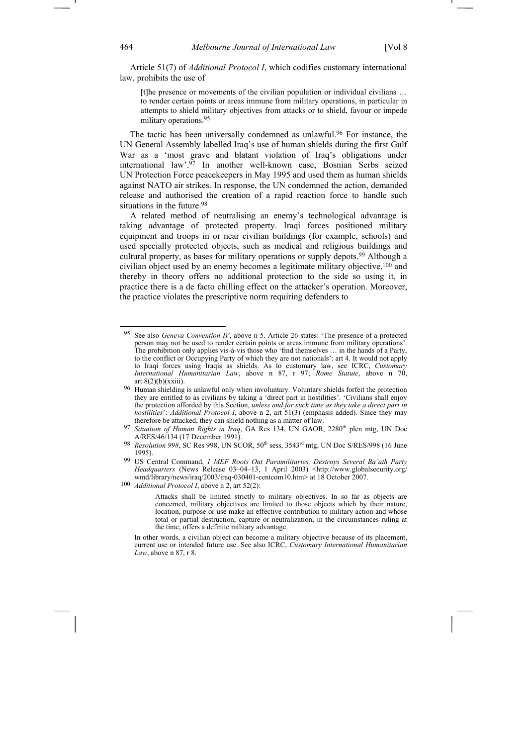Article 51(7) of *Additional Protocol I*, which codifies customary international law, prohibits the use of

> [t]he presence or movements of the civilian population or individual civilians … to render certain points or areas immune from military operations, in particular in attempts to shield military objectives from attacks or to shield, favour or impede military operations.[95]

The tactic has been universally condemned as unlawful.[96] For instance, the UN General Assembly labelled Iraq's use of human shields during the first Gulf War as a 'most grave and blatant violation of Iraq's obligations under international law'.[97] In another well-known case, Bosnian Serbs seized UN Protection Force peacekeepers in May 1995 and used them as human shields against NATO air strikes. In response, the UN condemned the action, demanded release and authorised the creation of a rapid reaction force to handle such situations in the future.[98]

A related method of neutralising an enemy's technological advantage is taking advantage of protected property. Iraqi forces positioned military equipment and troops in or near civilian buildings (for example, schools) and used specially protected objects, such as medical and religious buildings and cultural property, as bases for military operations or supply depots.[99] Although a civilian object used by an enemy becomes a legitimate military objective,[100] and thereby in theory offers no additional protection to the side so using it, in practice there is a de facto chilling effect on the attacker's operation. Moreover, the practice violates the prescriptive norm requiring defenders to

---

[95] See also *Geneva Convention IV*, above n 5. Article 26 states: 'The presence of a protected person may not be used to render certain points or areas immune from military operations'. The prohibition only applies vis-à-vis those who 'find themselves … in the hands of a Party, to the conflict or Occupying Party of which they are not nationals': art 4. It would not apply to Iraqi forces using Iraqis as shields. As to customary law, see ICRC, *Customary International Humanitarian Law*, above n 87, r 97; *Rome Statute*, above n 70, art 8(2)(b)(xxiii).

[96] Human shielding is unlawful only when involuntary. Voluntary shields forfeit the protection they are entitled to as civilians by taking a 'direct part in hostilities'. 'Civilians shall enjoy the protection afforded by this Section, *unless and for such time as they take a direct part in hostilities*': *Additional Protocol I*, above n 2, art 51(3) (emphasis added). Since they may therefore be attacked, they can shield nothing as a matter of law.

[97] *Situation of Human Rights in Iraq*, GA Res 134, UN GAOR, 2280th plen mtg, UN Doc A/RES/46/134 (17 December 1991).

[98] *Resolution 998*, SC Res 998, UN SCOR, 50th sess, 3543rd mtg, UN Doc S/RES/998 (16 June 1995).

[99] US Central Command, *1 MEF Roots Out Paramilitaries, Destroys Several Ba'ath Party Headquarters* (News Release 03–04–13, 1 April 2003) <http://www.globalsecurity.org/wmd/library/news/iraq/2003/iraq-030401-centcom10.htm> at 18 October 2007.

[100] *Additional Protocol I*, above n 2, art 52(2):

> Attacks shall be limited strictly to military objectives. In so far as objects are concerned, military objectives are limited to those objects which by their nature, location, purpose or use make an effective contribution to military action and whose total or partial destruction, capture or neutralization, in the circumstances ruling at the time, offers a definite military advantage.

In other words, a civilian object can become a military objective because of its placement, current use or intended future use. See also ICRC, *Customary International Humanitarian Law*, above n 87, r 8.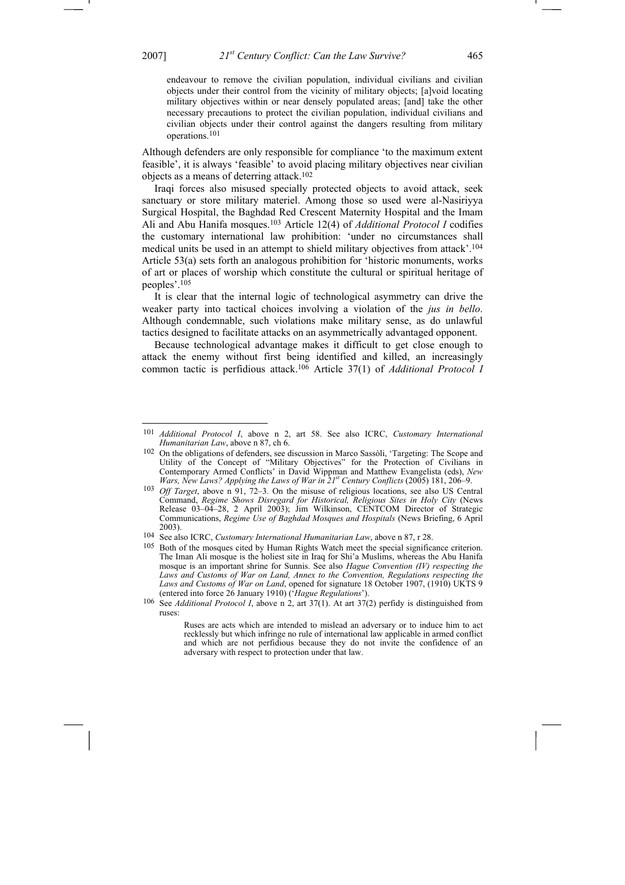> endeavour to remove the civilian population, individual civilians and civilian objects under their control from the vicinity of military objects; [a]void locating military objectives within or near densely populated areas; [and] take the other necessary precautions to protect the civilian population, individual civilians and civilian objects under their control against the dangers resulting from military operations.[101]

Although defenders are only responsible for compliance 'to the maximum extent feasible', it is always 'feasible' to avoid placing military objectives near civilian objects as a means of deterring attack.[102]

Iraqi forces also misused specially protected objects to avoid attack, seek sanctuary or store military materiel. Among those so used were al-Nasiriyya Surgical Hospital, the Baghdad Red Crescent Maternity Hospital and the Imam Ali and Abu Hanifa mosques.[103] Article 12(4) of *Additional Protocol I* codifies the customary international law prohibition: 'under no circumstances shall medical units be used in an attempt to shield military objectives from attack'.[104] Article 53(a) sets forth an analogous prohibition for 'historic monuments, works of art or places of worship which constitute the cultural or spiritual heritage of peoples'.[105]

It is clear that the internal logic of technological asymmetry can drive the weaker party into tactical choices involving a violation of the *jus in bello*. Although condemnable, such violations make military sense, as do unlawful tactics designed to facilitate attacks on an asymmetrically advantaged opponent.

Because technological advantage makes it difficult to get close enough to attack the enemy without first being identified and killed, an increasingly common tactic is perfidious attack.[106] Article 37(1) of *Additional Protocol I*

---

[101] *Additional Protocol I*, above n 2, art 58. See also ICRC, *Customary International Humanitarian Law*, above n 87, ch 6.

[102] On the obligations of defenders, see discussion in Marco Sassòli, 'Targeting: The Scope and Utility of the Concept of "Military Objectives" for the Protection of Civilians in Contemporary Armed Conflicts' in David Wippman and Matthew Evangelista (eds), *New Wars, New Laws? Applying the Laws of War in 21st Century Conflicts* (2005) 181, 206–9.

[103] *Off Target*, above n 91, 72–3. On the misuse of religious locations, see also US Central Command, *Regime Shows Disregard for Historical, Religious Sites in Holy City* (News Release 03–04–28, 2 April 2003); Jim Wilkinson, CENTCOM Director of Strategic Communications, *Regime Use of Baghdad Mosques and Hospitals* (News Briefing, 6 April 2003).

[104] See also ICRC, *Customary International Humanitarian Law*, above n 87, r 28.

[105] Both of the mosques cited by Human Rights Watch meet the special significance criterion. The Iman Ali mosque is the holiest site in Iraq for Shi'a Muslims, whereas the Abu Hanifa mosque is an important shrine for Sunnis. See also *Hague Convention (IV) respecting the Laws and Customs of War on Land, Annex to the Convention, Regulations respecting the Laws and Customs of War on Land*, opened for signature 18 October 1907, (1910) UKTS 9 (entered into force 26 January 1910) ('*Hague Regulations*').

[106] See *Additional Protocol I*, above n 2, art 37(1). At art 37(2) perfidy is distinguished from ruses:

> Ruses are acts which are intended to mislead an adversary or to induce him to act recklessly but which infringe no rule of international law applicable in armed conflict and which are not perfidious because they do not invite the confidence of an adversary with respect to protection under that law.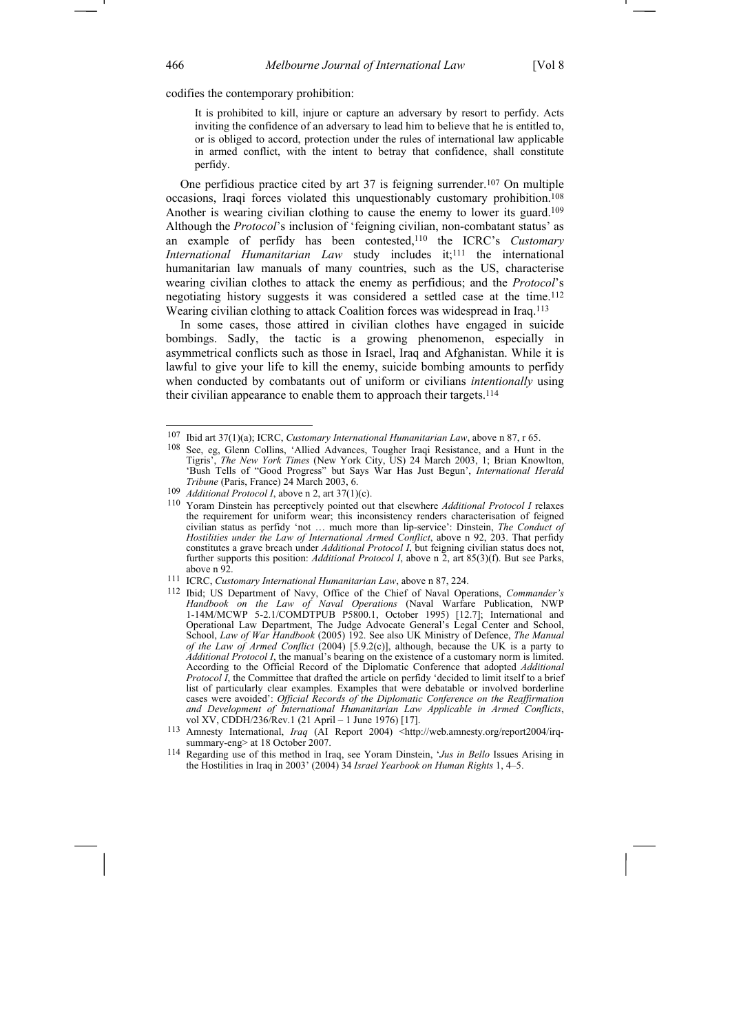codifies the contemporary prohibition:

> It is prohibited to kill, injure or capture an adversary by resort to perfidy. Acts inviting the confidence of an adversary to lead him to believe that he is entitled to, or is obliged to accord, protection under the rules of international law applicable in armed conflict, with the intent to betray that confidence, shall constitute perfidy.

One perfidious practice cited by art 37 is feigning surrender.[107] On multiple occasions, Iraqi forces violated this unquestionably customary prohibition.[108] Another is wearing civilian clothing to cause the enemy to lower its guard.[109] Although the *Protocol*'s inclusion of 'feigning civilian, non-combatant status' as an example of perfidy has been contested,[110] the ICRC's *Customary International Humanitarian Law* study includes it;[111] the international humanitarian law manuals of many countries, such as the US, characterise wearing civilian clothes to attack the enemy as perfidious; and the *Protocol*'s negotiating history suggests it was considered a settled case at the time.[112] Wearing civilian clothing to attack Coalition forces was widespread in Iraq.[113]

In some cases, those attired in civilian clothes have engaged in suicide bombings. Sadly, the tactic is a growing phenomenon, especially in asymmetrical conflicts such as those in Israel, Iraq and Afghanistan. While it is lawful to give your life to kill the enemy, suicide bombing amounts to perfidy when conducted by combatants out of uniform or civilians *intentionally* using their civilian appearance to enable them to approach their targets.[114]

---

[107] Ibid art 37(1)(a); ICRC, *Customary International Humanitarian Law*, above n 87, r 65.

[108] See, eg, Glenn Collins, 'Allied Advances, Tougher Iraqi Resistance, and a Hunt in the Tigris', *The New York Times* (New York City, US) 24 March 2003, 1; Brian Knowlton, 'Bush Tells of "Good Progress" but Says War Has Just Begun', *International Herald Tribune* (Paris, France) 24 March 2003, 6.

[109] *Additional Protocol I*, above n 2, art 37(1)(c).

[110] Yoram Dinstein has perceptively pointed out that elsewhere *Additional Protocol I* relaxes the requirement for uniform wear; this inconsistency renders characterisation of feigned civilian status as perfidy 'not … much more than lip-service': Dinstein, *The Conduct of Hostilities under the Law of International Armed Conflict*, above n 92, 203. That perfidy constitutes a grave breach under *Additional Protocol I*, but feigning civilian status does not, further supports this position: *Additional Protocol I*, above n 2, art 85(3)(f). But see Parks, above n 92.

[111] ICRC, *Customary International Humanitarian Law*, above n 87, 224.

[112] Ibid; US Department of Navy, Office of the Chief of Naval Operations, *Commander's Handbook on the Law of Naval Operations* (Naval Warfare Publication, NWP 1-14M/MCWP 5-2.1/COMDTPUB P5800.1, October 1995) [12.7]; International and Operational Law Department, The Judge Advocate General's Legal Center and School, *Law of War Handbook* (2005) 192. See also UK Ministry of Defence, *The Manual of the Law of Armed Conflict* (2004) [5.9.2(c)], although, because the UK is a party to *Additional Protocol I*, the manual's bearing on the existence of a customary norm is limited. According to the Official Record of the Diplomatic Conference that adopted *Additional Protocol I*, the Committee that drafted the article on perfidy 'decided to limit itself to a brief list of particularly clear examples. Examples that were debatable or involved borderline cases were avoided': *Official Records of the Diplomatic Conference on the Reaffirmation and Development of International Humanitarian Law Applicable in Armed Conflicts*, vol XV, CDDH/236/Rev.1 (21 April – 1 June 1976) [17].

[113] Amnesty International, *Iraq* (AI Report 2004) <http://web.amnesty.org/report2004/irq-summary-eng> at 18 October 2007.

[114] Regarding use of this method in Iraq, see Yoram Dinstein, '*Jus in Bello* Issues Arising in the Hostilities in Iraq in 2003' (2004) 34 *Israel Yearbook on Human Rights* 1, 4–5.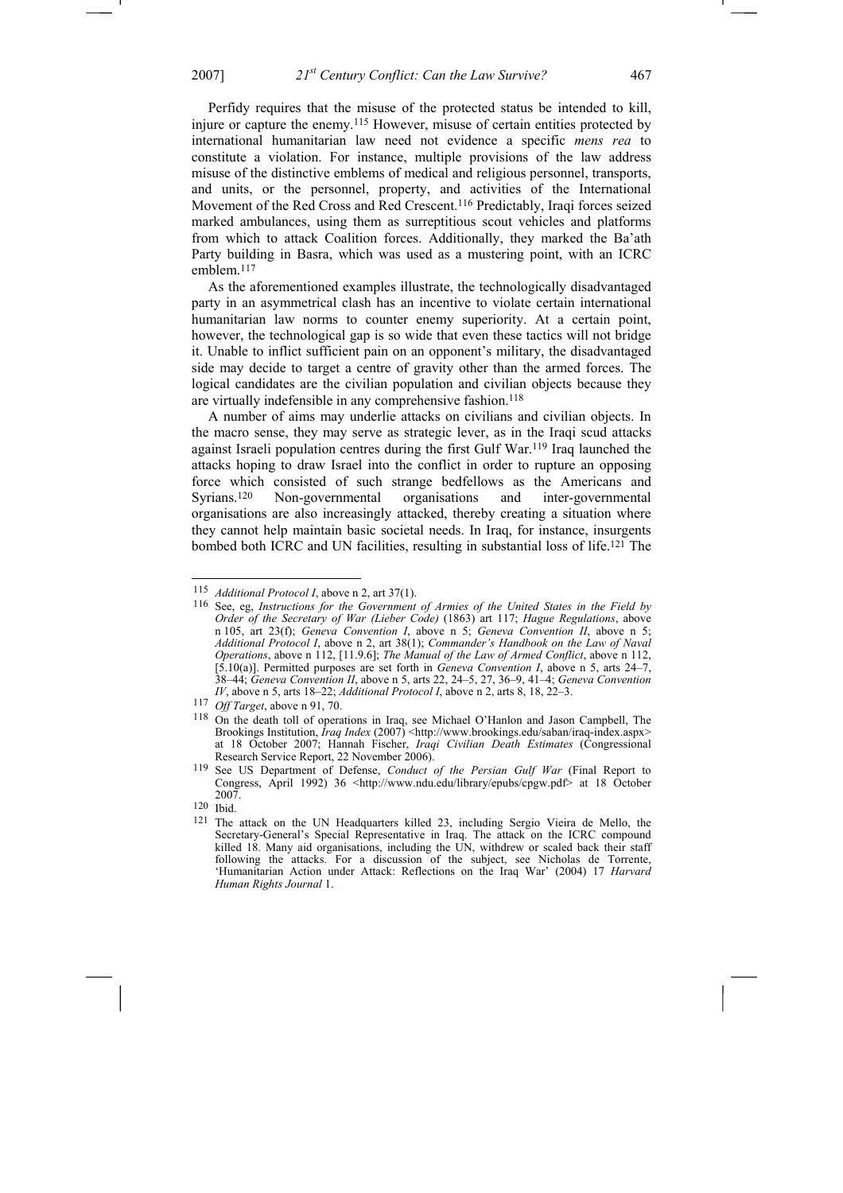Perfidy requires that the misuse of the protected status be intended to kill, injure or capture the enemy.[115] However, misuse of certain entities protected by international humanitarian law need not evidence a specific *mens rea* to constitute a violation. For instance, multiple provisions of the law address misuse of the distinctive emblems of medical and religious personnel, transports, and units, or the personnel, property, and activities of the International Movement of the Red Cross and Red Crescent.[116] Predictably, Iraqi forces seized marked ambulances, using them as surreptitious scout vehicles and platforms from which to attack Coalition forces. Additionally, they marked the Ba'ath Party building in Basra, which was used as a mustering point, with an ICRC emblem.[117]

As the aforementioned examples illustrate, the technologically disadvantaged party in an asymmetrical clash has an incentive to violate certain international humanitarian law norms to counter enemy superiority. At a certain point, however, the technological gap is so wide that even these tactics will not bridge it. Unable to inflict sufficient pain on an opponent's military, the disadvantaged side may decide to target a centre of gravity other than the armed forces. The logical candidates are the civilian population and civilian objects because they are virtually indefensible in any comprehensive fashion.[118]

A number of aims may underlie attacks on civilians and civilian objects. In the macro sense, they may serve as strategic lever, as in the Iraqi scud attacks against Israeli population centres during the first Gulf War.[119] Iraq launched the attacks hoping to draw Israel into the conflict in order to rupture an opposing force which consisted of such strange bedfellows as the Americans and Syrians.[120] Non-governmental organisations and inter-governmental organisations are also increasingly attacked, thereby creating a situation where they cannot help maintain basic societal needs. In Iraq, for instance, insurgents bombed both ICRC and UN facilities, resulting in substantial loss of life.[121] The

---

[115] *Additional Protocol I*, above n 2, art 37(1).

[116] See, eg, *Instructions for the Government of Armies of the United States in the Field by Order of the Secretary of War (Lieber Code)* (1863) art 117; *Hague Regulations*, above n 105, art 23(f); *Geneva Convention I*, above n 5; *Geneva Convention II*, above n 5; *Additional Protocol I*, above n 2, art 38(1); *Commander's Handbook on the Law of Naval Operations*, above n 112, [11.9.6]; *The Manual of the Law of Armed Conflict*, above n 112, [5.10(a)]. Permitted purposes are set forth in *Geneva Convention I*, above n 5, arts 24–7, 38–44; *Geneva Convention II*, above n 5, arts 22, 24–5, 27, 36–9, 41–4; *Geneva Convention IV*, above n 5, arts 18–22; *Additional Protocol I*, above n 2, arts 8, 18, 22–3.

[117] *Off Target*, above n 91, 70.

[118] On the death toll of operations in Iraq, see Michael O'Hanlon and Jason Campbell, The Brookings Institution, *Iraq Index* (2007) <http://www.brookings.edu/saban/iraq-index.aspx> at 18 October 2007; Hannah Fischer, *Iraqi Civilian Death Estimates* (Congressional Research Service Report, 22 November 2006).

[119] See US Department of Defense, *Conduct of the Persian Gulf War* (Final Report to Congress, April 1992) 36 <http://www.ndu.edu/library/epubs/cpgw.pdf> at 18 October 2007.

[120] Ibid.

[121] The attack on the UN Headquarters killed 23, including Sergio Vieira de Mello, the Secretary-General's Special Representative in Iraq. The attack on the ICRC compound killed 18. Many aid organisations, including the UN, withdrew or scaled back their staff following the attacks. For a discussion of the subject, see Nicholas de Torrente, 'Humanitarian Action under Attack: Reflections on the Iraq War' (2004) 17 *Harvard Human Rights Journal* 1.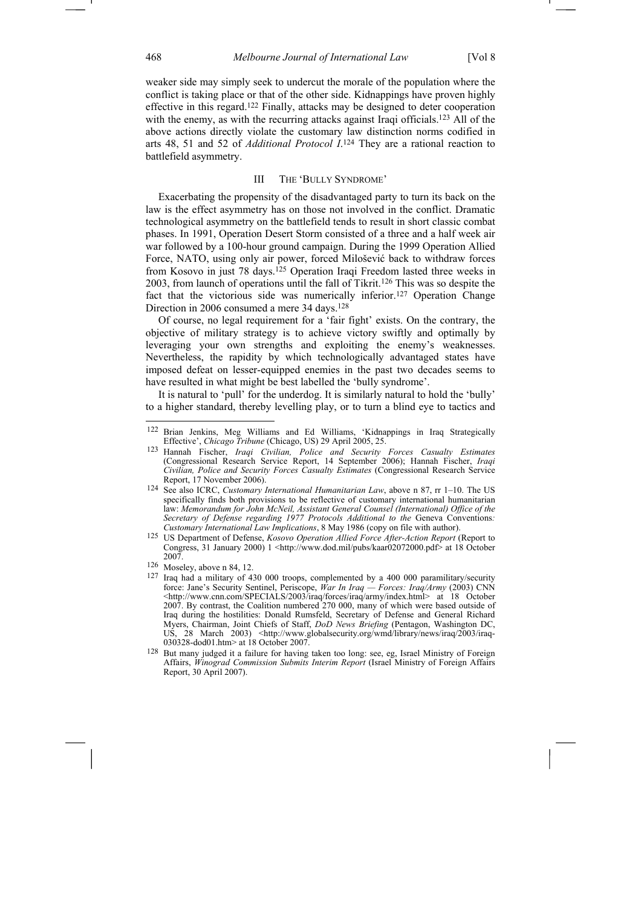weaker side may simply seek to undercut the morale of the population where the conflict is taking place or that of the other side. Kidnappings have proven highly effective in this regard.[122] Finally, attacks may be designed to deter cooperation with the enemy, as with the recurring attacks against Iraqi officials.[123] All of the above actions directly violate the customary law distinction norms codified in arts 48, 51 and 52 of *Additional Protocol I*.[124] They are a rational reaction to battlefield asymmetry.

## III THE 'BULLY SYNDROME'

Exacerbating the propensity of the disadvantaged party to turn its back on the law is the effect asymmetry has on those not involved in the conflict. Dramatic technological asymmetry on the battlefield tends to result in short classic combat phases. In 1991, Operation Desert Storm consisted of a three and a half week air war followed by a 100-hour ground campaign. During the 1999 Operation Allied Force, NATO, using only air power, forced Milošević back to withdraw forces from Kosovo in just 78 days.[125] Operation Iraqi Freedom lasted three weeks in 2003, from launch of operations until the fall of Tikrit.[126] This was so despite the fact that the victorious side was numerically inferior.[127] Operation Change Direction in 2006 consumed a mere 34 days.[128]

Of course, no legal requirement for a 'fair fight' exists. On the contrary, the objective of military strategy is to achieve victory swiftly and optimally by leveraging your own strengths and exploiting the enemy's weaknesses. Nevertheless, the rapidity by which technologically advantaged states have imposed defeat on lesser-equipped enemies in the past two decades seems to have resulted in what might be best labelled the 'bully syndrome'.

It is natural to 'pull' for the underdog. It is similarly natural to hold the 'bully' to a higher standard, thereby levelling play, or to turn a blind eye to tactics and

---

[122] Brian Jenkins, Meg Williams and Ed Williams, 'Kidnappings in Iraq Strategically Effective', *Chicago Tribune* (Chicago, US) 29 April 2005, 25.

[123] Hannah Fischer, *Iraqi Civilian, Police and Security Forces Casualty Estimates* (Congressional Research Service Report, 14 September 2006); Hannah Fischer, *Iraqi Civilian, Police and Security Forces Casualty Estimates* (Congressional Research Service Report, 17 November 2006).

[124] See also ICRC, *Customary International Humanitarian Law*, above n 87, rr 1–10. The US specifically finds both provisions to be reflective of customary international humanitarian law: *Memorandum for John McNeil, Assistant General Counsel (International) Office of the Secretary of Defense regarding 1977 Protocols Additional to the* Geneva Conventions*: Customary International Law Implications*, 8 May 1986 (copy on file with author).

[125] US Department of Defense, *Kosovo Operation Allied Force After-Action Report* (Report to Congress, 31 January 2000) 1 <http://www.dod.mil/pubs/kaar02072000.pdf> at 18 October 2007.

[126] Moseley, above n 84, 12.

[127] Iraq had a military of 430 000 troops, complemented by a 400 000 paramilitary/security force: Jane's Security Sentinel, Periscope, *War In Iraq — Forces: Iraq/Army* (2003) CNN <http://www.cnn.com/SPECIALS/2003/iraq/forces/iraq/army/index.html> at 18 October 2007. By contrast, the Coalition numbered 270 000, many of which were based outside of Iraq during the hostilities: Donald Rumsfeld, Secretary of Defense and General Richard Myers, Chairman, Joint Chiefs of Staff, *DoD News Briefing* (Pentagon, Washington DC, US, 28 March 2003) <http://www.globalsecurity.org/wmd/library/news/iraq/2003/iraq-030328-dod01.htm> at 18 October 2007.

[128] But many judged it a failure for having taken too long: see, eg, Israel Ministry of Foreign Affairs, *Winograd Commission Submits Interim Report* (Israel Ministry of Foreign Affairs Report, 30 April 2007).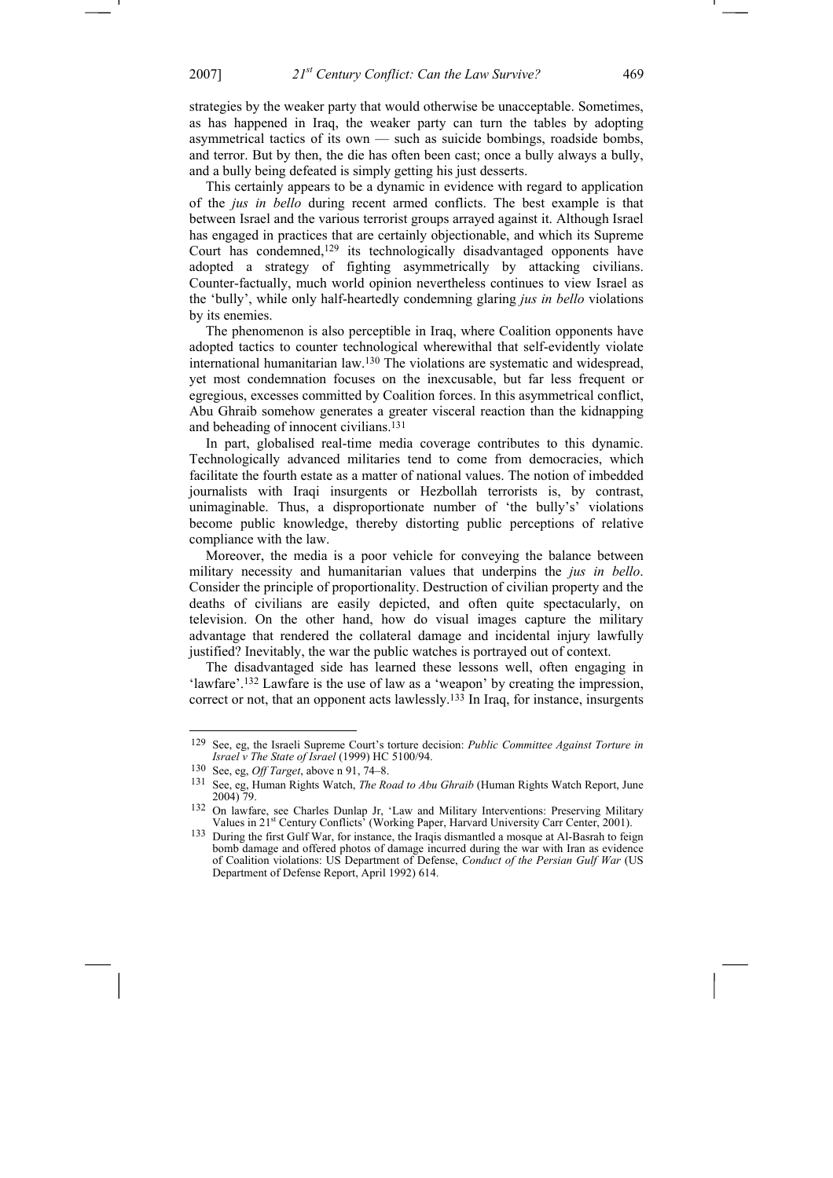strategies by the weaker party that would otherwise be unacceptable. Sometimes, as has happened in Iraq, the weaker party can turn the tables by adopting asymmetrical tactics of its own — such as suicide bombings, roadside bombs, and terror. But by then, the die has often been cast; once a bully always a bully, and a bully being defeated is simply getting his just desserts.

This certainly appears to be a dynamic in evidence with regard to application of the *jus in bello* during recent armed conflicts. The best example is that between Israel and the various terrorist groups arrayed against it. Although Israel has engaged in practices that are certainly objectionable, and which its Supreme Court has condemned,[129] its technologically disadvantaged opponents have adopted a strategy of fighting asymmetrically by attacking civilians. Counter-factually, much world opinion nevertheless continues to view Israel as the 'bully', while only half-heartedly condemning glaring *jus in bello* violations by its enemies.

The phenomenon is also perceptible in Iraq, where Coalition opponents have adopted tactics to counter technological wherewithal that self-evidently violate international humanitarian law.[130] The violations are systematic and widespread, yet most condemnation focuses on the inexcusable, but far less frequent or egregious, excesses committed by Coalition forces. In this asymmetrical conflict, Abu Ghraib somehow generates a greater visceral reaction than the kidnapping and beheading of innocent civilians.[131]

In part, globalised real-time media coverage contributes to this dynamic. Technologically advanced militaries tend to come from democracies, which facilitate the fourth estate as a matter of national values. The notion of imbedded journalists with Iraqi insurgents or Hezbollah terrorists is, by contrast, unimaginable. Thus, a disproportionate number of 'the bully's' violations become public knowledge, thereby distorting public perceptions of relative compliance with the law.

Moreover, the media is a poor vehicle for conveying the balance between military necessity and humanitarian values that underpins the *jus in bello*. Consider the principle of proportionality. Destruction of civilian property and the deaths of civilians are easily depicted, and often quite spectacularly, on television. On the other hand, how do visual images capture the military advantage that rendered the collateral damage and incidental injury lawfully justified? Inevitably, the war the public watches is portrayed out of context.

The disadvantaged side has learned these lessons well, often engaging in 'lawfare'.[132] Lawfare is the use of law as a 'weapon' by creating the impression, correct or not, that an opponent acts lawlessly.[133] In Iraq, for instance, insurgents

---

[129] See, eg, the Israeli Supreme Court's torture decision: *Public Committee Against Torture in Israel v The State of Israel* (1999) HC 5100/94.

[130] See, eg, *Off Target*, above n 91, 74–8.

[131] See, eg, Human Rights Watch, *The Road to Abu Ghraib* (Human Rights Watch Report, June 2004) 79.

[132] On lawfare, see Charles Dunlap Jr, 'Law and Military Interventions: Preserving Military Values in 21st Century Conflicts' (Working Paper, Harvard University Carr Center, 2001).

[133] During the first Gulf War, for instance, the Iraqis dismantled a mosque at Al-Basrah to feign bomb damage and offered photos of damage incurred during the war with Iran as evidence of Coalition violations: US Department of Defense, *Conduct of the Persian Gulf War* (US Department of Defense Report, April 1992) 614.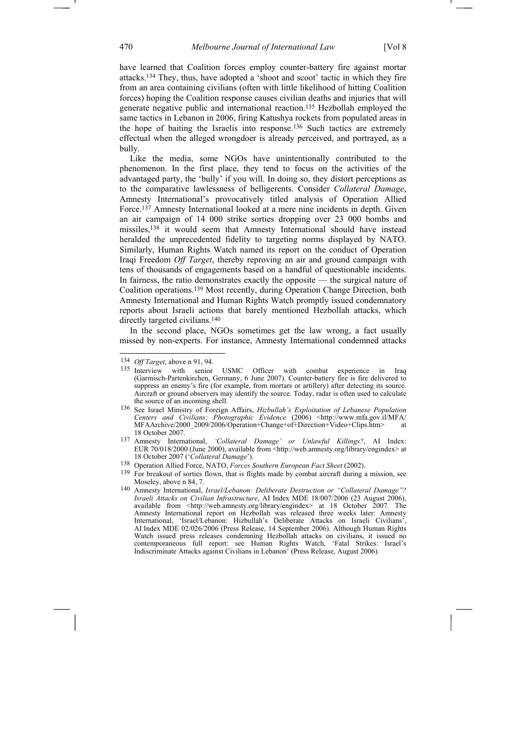have learned that Coalition forces employ counter-battery fire against mortar attacks.[134] They, thus, have adopted a 'shoot and scoot' tactic in which they fire from an area containing civilians (often with little likelihood of hitting Coalition forces) hoping the Coalition response causes civilian deaths and injuries that will generate negative public and international reaction.[135] Hezbollah employed the same tactics in Lebanon in 2006, firing Katushya rockets from populated areas in the hope of baiting the Israelis into response.[136] Such tactics are extremely effectual when the alleged wrongdoer is already perceived, and portrayed, as a bully.

Like the media, some NGOs have unintentionally contributed to the phenomenon. In the first place, they tend to focus on the activities of the advantaged party, the 'bully' if you will. In doing so, they distort perceptions as to the comparative lawlessness of belligerents. Consider *Collateral Damage*, Amnesty International's provocatively titled analysis of Operation Allied Force.[137] Amnesty International looked at a mere nine incidents in depth. Given an air campaign of 14 000 strike sorties dropping over 23 000 bombs and missiles,[138] it would seem that Amnesty International should have instead heralded the unprecedented fidelity to targeting norms displayed by NATO. Similarly, Human Rights Watch named its report on the conduct of Operation Iraqi Freedom *Off Target*, thereby reproving an air and ground campaign with tens of thousands of engagements based on a handful of questionable incidents. In fairness, the ratio demonstrates exactly the opposite — the surgical nature of Coalition operations.[139] Most recently, during Operation Change Direction, both Amnesty International and Human Rights Watch promptly issued condemnatory reports about Israeli actions that barely mentioned Hezbollah attacks, which directly targeted civilians.[140]

In the second place, NGOs sometimes get the law wrong, a fact usually missed by non-experts. For instance, Amnesty International condemned attacks

---

[134] *Off Target*, above n 91, 94.

[135] Interview with senior USMC Officer with combat experience in Iraq (Garmisch-Partenkirchen, Germany, 6 June 2007). Counter-battery fire is fire delivered to suppress an enemy's fire (for example, from mortars or artillery) after detecting its source. Aircraft or ground observers may identify the source. Today, radar is often used to calculate the source of an incoming shell.

[136] See Israel Ministry of Foreign Affairs, *Hizbullah's Exploitation of Lebanese Population Centers and Civilians: Photographic Evidence* (2006) <http://www.mfa.gov.il/MFA/MFAArchive/2000_2009/2006/Operation+Change+of+Direction+Video+Clips.htm> at 18 October 2007.

[137] Amnesty International, *'Collateral Damage' or Unlawful Killings?*, AI Index: EUR 70/018/2000 (June 2000), available from <http://web.amnesty.org/library/engindex> at 18 October 2007 ('*Collateral Damage*').

[138] Operation Allied Force, NATO, *Forces Southern European Fact Sheet* (2002).

[139] For breakout of sorties flown, that is flights made by combat aircraft during a mission, see Moseley, above n 84, 7.

[140] Amnesty International, *Israel/Lebanon: Deliberate Destruction or "Collateral Damage"? Israeli Attacks on Civilian Infrastructure*, AI Index MDE 18/007/2006 (23 August 2006), available from <http://web.amnesty.org/library/engindex> at 18 October 2007. The Amnesty International report on Hezbollah was released three weeks later: Amnesty International, 'Israel/Lebanon: Hizbullah's Deliberate Attacks on Israeli Civilians', AI Index MDE 02/026/2006 (Press Release, 14 September 2006). Although Human Rights Watch issued press releases condemning Hezbollah attacks on civilians, it issued no contemporaneous full report: see Human Rights Watch, 'Fatal Strikes: Israel's Indiscriminate Attacks against Civilians in Lebanon' (Press Release, August 2006).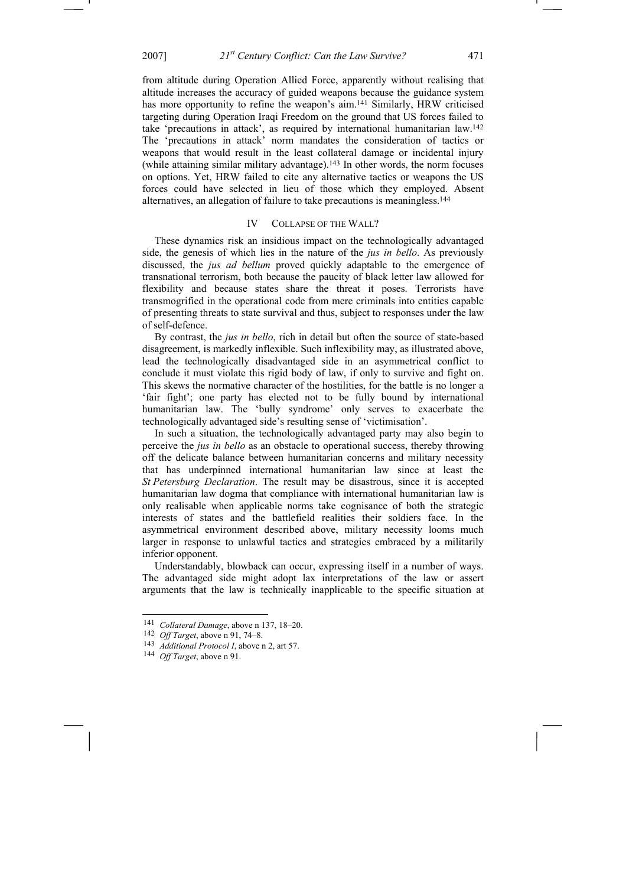from altitude during Operation Allied Force, apparently without realising that altitude increases the accuracy of guided weapons because the guidance system has more opportunity to refine the weapon's aim.[141] Similarly, HRW criticised targeting during Operation Iraqi Freedom on the ground that US forces failed to take 'precautions in attack', as required by international humanitarian law.[142] The 'precautions in attack' norm mandates the consideration of tactics or weapons that would result in the least collateral damage or incidental injury (while attaining similar military advantage).[143] In other words, the norm focuses on options. Yet, HRW failed to cite any alternative tactics or weapons the US forces could have selected in lieu of those which they employed. Absent alternatives, an allegation of failure to take precautions is meaningless.[144]

## IV COLLAPSE OF THE WALL?

These dynamics risk an insidious impact on the technologically advantaged side, the genesis of which lies in the nature of the *jus in bello*. As previously discussed, the *jus ad bellum* proved quickly adaptable to the emergence of transnational terrorism, both because the paucity of black letter law allowed for flexibility and because states share the threat it poses. Terrorists have transmogrified in the operational code from mere criminals into entities capable of presenting threats to state survival and thus, subject to responses under the law of self-defence.

By contrast, the *jus in bello*, rich in detail but often the source of state-based disagreement, is markedly inflexible. Such inflexibility may, as illustrated above, lead the technologically disadvantaged side in an asymmetrical conflict to conclude it must violate this rigid body of law, if only to survive and fight on. This skews the normative character of the hostilities, for the battle is no longer a 'fair fight'; one party has elected not to be fully bound by international humanitarian law. The 'bully syndrome' only serves to exacerbate the technologically advantaged side's resulting sense of 'victimisation'.

In such a situation, the technologically advantaged party may also begin to perceive the *jus in bello* as an obstacle to operational success, thereby throwing off the delicate balance between humanitarian concerns and military necessity that has underpinned international humanitarian law since at least the *St Petersburg Declaration*. The result may be disastrous, since it is accepted humanitarian law dogma that compliance with international humanitarian law is only realisable when applicable norms take cognisance of both the strategic interests of states and the battlefield realities their soldiers face. In the asymmetrical environment described above, military necessity looms much larger in response to unlawful tactics and strategies embraced by a militarily inferior opponent.

Understandably, blowback can occur, expressing itself in a number of ways. The advantaged side might adopt lax interpretations of the law or assert arguments that the law is technically inapplicable to the specific situation at

---

[141] *Collateral Damage*, above n 137, 18–20.

[142] *Off Target*, above n 91, 74–8.

[143] *Additional Protocol I*, above n 2, art 57.

[144] *Off Target*, above n 91.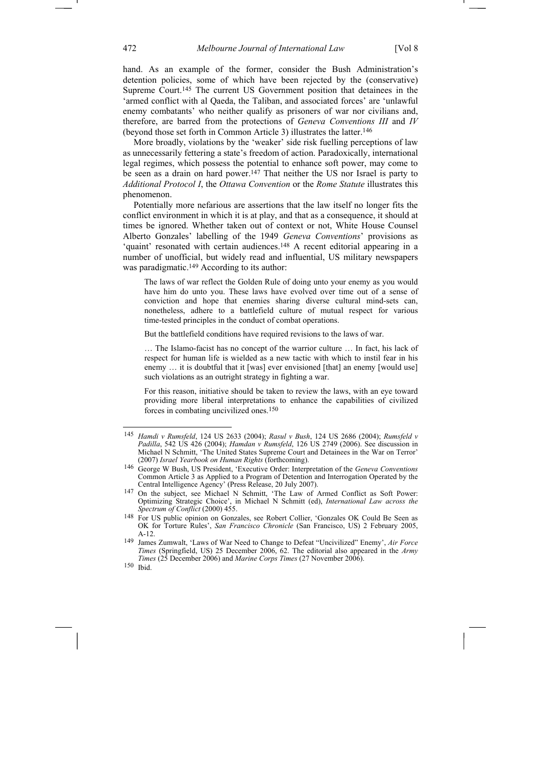hand. As an example of the former, consider the Bush Administration's detention policies, some of which have been rejected by the (conservative) Supreme Court.[145] The current US Government position that detainees in the 'armed conflict with al Qaeda, the Taliban, and associated forces' are 'unlawful enemy combatants' who neither qualify as prisoners of war nor civilians and, therefore, are barred from the protections of *Geneva Conventions III* and *IV* (beyond those set forth in Common Article 3) illustrates the latter.[146]

More broadly, violations by the 'weaker' side risk fuelling perceptions of law as unnecessarily fettering a state's freedom of action. Paradoxically, international legal regimes, which possess the potential to enhance soft power, may come to be seen as a drain on hard power.[147] That neither the US nor Israel is party to *Additional Protocol I*, the *Ottawa Convention* or the *Rome Statute* illustrates this phenomenon.

Potentially more nefarious are assertions that the law itself no longer fits the conflict environment in which it is at play, and that as a consequence, it should at times be ignored. Whether taken out of context or not, White House Counsel Alberto Gonzales' labelling of the 1949 *Geneva Conventions*' provisions as 'quaint' resonated with certain audiences.[148] A recent editorial appearing in a number of unofficial, but widely read and influential, US military newspapers was paradigmatic.[149] According to its author:

> The laws of war reflect the Golden Rule of doing unto your enemy as you would have him do unto you. These laws have evolved over time out of a sense of conviction and hope that enemies sharing diverse cultural mind-sets can, nonetheless, adhere to a battlefield culture of mutual respect for various time-tested principles in the conduct of combat operations.
>
> But the battlefield conditions have required revisions to the laws of war.
>
> … The Islamo-facist has no concept of the warrior culture … In fact, his lack of respect for human life is wielded as a new tactic with which to instil fear in his enemy … it is doubtful that it [was] ever envisioned [that] an enemy [would use] such violations as an outright strategy in fighting a war.
>
> For this reason, initiative should be taken to review the laws, with an eye toward providing more liberal interpretations to enhance the capabilities of civilized forces in combating uncivilized ones.[150]

---

[145] *Hamdi v Rumsfeld*, 124 US 2633 (2004); *Rasul v Bush*, 124 US 2686 (2004); *Rumsfeld v Padilla*, 542 US 426 (2004); *Hamdan v Rumsfeld*, 126 US 2749 (2006). See discussion in Michael N Schmitt, 'The United States Supreme Court and Detainees in the War on Terror' (2007) *Israel Yearbook on Human Rights* (forthcoming).

[146] George W Bush, US President, 'Executive Order: Interpretation of the *Geneva Conventions* Common Article 3 as Applied to a Program of Detention and Interrogation Operated by the Central Intelligence Agency' (Press Release, 20 July 2007).

[147] On the subject, see Michael N Schmitt, 'The Law of Armed Conflict as Soft Power: Optimizing Strategic Choice', in Michael N Schmitt (ed), *International Law across the Spectrum of Conflict* (2000) 455.

[148] For US public opinion on Gonzales, see Robert Collier, 'Gonzales OK Could Be Seen as OK for Torture Rules', *San Francisco Chronicle* (San Francisco, US) 2 February 2005, A-12.

[149] James Zumwalt, 'Laws of War Need to Change to Defeat "Uncivilized" Enemy', *Air Force Times* (Springfield, US) 25 December 2006, 62. The editorial also appeared in the *Army Times* (25 December 2006) and *Marine Corps Times* (27 November 2006).

[150] Ibid.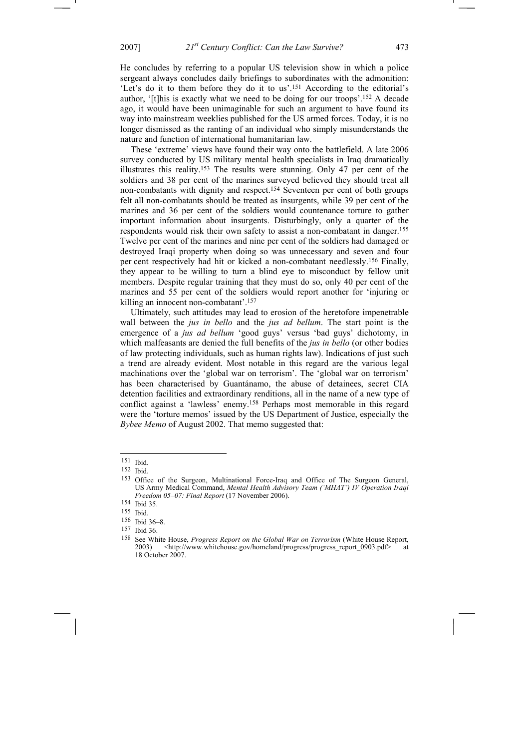He concludes by referring to a popular US television show in which a police sergeant always concludes daily briefings to subordinates with the admonition: 'Let's do it to them before they do it to us'.[151] According to the editorial's author, '[t]his is exactly what we need to be doing for our troops'.[152] A decade ago, it would have been unimaginable for such an argument to have found its way into mainstream weeklies published for the US armed forces. Today, it is no longer dismissed as the ranting of an individual who simply misunderstands the nature and function of international humanitarian law.

These 'extreme' views have found their way onto the battlefield. A late 2006 survey conducted by US military mental health specialists in Iraq dramatically illustrates this reality.[153] The results were stunning. Only 47 per cent of the soldiers and 38 per cent of the marines surveyed believed they should treat all non-combatants with dignity and respect.[154] Seventeen per cent of both groups felt all non-combatants should be treated as insurgents, while 39 per cent of the marines and 36 per cent of the soldiers would countenance torture to gather important information about insurgents. Disturbingly, only a quarter of the respondents would risk their own safety to assist a non-combatant in danger.[155] Twelve per cent of the marines and nine per cent of the soldiers had damaged or destroyed Iraqi property when doing so was unnecessary and seven and four per cent respectively had hit or kicked a non-combatant needlessly.[156] Finally, they appear to be willing to turn a blind eye to misconduct by fellow unit members. Despite regular training that they must do so, only 40 per cent of the marines and 55 per cent of the soldiers would report another for 'injuring or killing an innocent non-combatant'.[157]

Ultimately, such attitudes may lead to erosion of the heretofore impenetrable wall between the *jus in bello* and the *jus ad bellum*. The start point is the emergence of a *jus ad bellum* 'good guys' versus 'bad guys' dichotomy, in which malfeasants are denied the full benefits of the *jus in bello* (or other bodies of law protecting individuals, such as human rights law). Indications of just such a trend are already evident. Most notable in this regard are the various legal machinations over the 'global war on terrorism'. The 'global war on terrorism' has been characterised by Guantánamo, the abuse of detainees, secret CIA detention facilities and extraordinary renditions, all in the name of a new type of conflict against a 'lawless' enemy.[158] Perhaps most memorable in this regard were the 'torture memos' issued by the US Department of Justice, especially the *Bybee Memo* of August 2002. That memo suggested that:

---

[151] Ibid.

[152] Ibid.

[153] Office of the Surgeon, Multinational Force-Iraq and Office of The Surgeon General, US Army Medical Command, *Mental Health Advisory Team ('MHAT') IV Operation Iraqi Freedom 05–07: Final Report* (17 November 2006).

[154] Ibid 35.

[155] Ibid.

[156] Ibid 36–8.

[157] Ibid 36.

[158] See White House, *Progress Report on the Global War on Terrorism* (White House Report, 2003) <http://www.whitehouse.gov/homeland/progress/progress_report_0903.pdf> at 18 October 2007.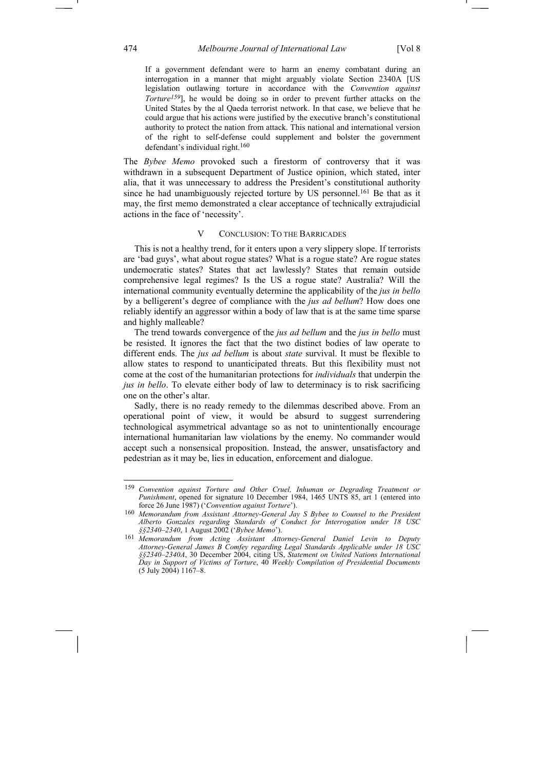> If a government defendant were to harm an enemy combatant during an interrogation in a manner that might arguably violate Section 2340A [US legislation outlawing torture in accordance with the *Convention against Torture*[159]], he would be doing so in order to prevent further attacks on the United States by the al Qaeda terrorist network. In that case, we believe that he could argue that his actions were justified by the executive branch's constitutional authority to protect the nation from attack. This national and international version of the right to self-defense could supplement and bolster the government defendant's individual right.[160]

The *Bybee Memo* provoked such a firestorm of controversy that it was withdrawn in a subsequent Department of Justice opinion, which stated, inter alia, that it was unnecessary to address the President's constitutional authority since he had unambiguously rejected torture by US personnel.[161] Be that as it may, the first memo demonstrated a clear acceptance of technically extrajudicial actions in the face of 'necessity'.

## V Conclusion: To the Barricades

This is not a healthy trend, for it enters upon a very slippery slope. If terrorists are 'bad guys', what about rogue states? What is a rogue state? Are rogue states undemocratic states? States that act lawlessly? States that remain outside comprehensive legal regimes? Is the US a rogue state? Australia? Will the international community eventually determine the applicability of the *jus in bello* by a belligerent's degree of compliance with the *jus ad bellum*? How does one reliably identify an aggressor within a body of law that is at the same time sparse and highly malleable?

The trend towards convergence of the *jus ad bellum* and the *jus in bello* must be resisted. It ignores the fact that the two distinct bodies of law operate to different ends. The *jus ad bellum* is about *state* survival. It must be flexible to allow states to respond to unanticipated threats. But this flexibility must not come at the cost of the humanitarian protections for *individuals* that underpin the *jus in bello*. To elevate either body of law to determinacy is to risk sacrificing one on the other's altar.

Sadly, there is no ready remedy to the dilemmas described above. From an operational point of view, it would be absurd to suggest surrendering technological asymmetrical advantage so as not to unintentionally encourage international humanitarian law violations by the enemy. No commander would accept such a nonsensical proposition. Instead, the answer, unsatisfactory and pedestrian as it may be, lies in education, enforcement and dialogue.

---

[159] *Convention against Torture and Other Cruel, Inhuman or Degrading Treatment or Punishment*, opened for signature 10 December 1984, 1465 UNTS 85, art 1 (entered into force 26 June 1987) ('*Convention against Torture*').

[160] *Memorandum from Assistant Attorney-General Jay S Bybee to Counsel to the President Alberto Gonzales regarding Standards of Conduct for Interrogation under 18 USC §§2340–2340*, 1 August 2002 ('*Bybee Memo*').

[161] *Memorandum from Acting Assistant Attorney-General Daniel Levin to Deputy Attorney-General James B Comfey regarding Legal Standards Applicable under 18 USC §§2340–2340A*, 30 December 2004, citing US, *Statement on United Nations International Day in Support of Victims of Torture*, 40 *Weekly Compilation of Presidential Documents* (5 July 2004) 1167–8.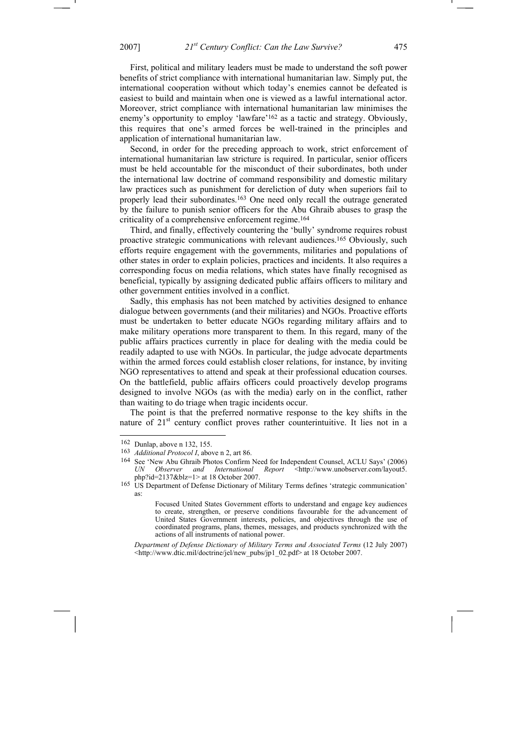First, political and military leaders must be made to understand the soft power benefits of strict compliance with international humanitarian law. Simply put, the international cooperation without which today's enemies cannot be defeated is easiest to build and maintain when one is viewed as a lawful international actor. Moreover, strict compliance with international humanitarian law minimises the enemy's opportunity to employ 'lawfare'[162] as a tactic and strategy. Obviously, this requires that one's armed forces be well-trained in the principles and application of international humanitarian law.

Second, in order for the preceding approach to work, strict enforcement of international humanitarian law stricture is required. In particular, senior officers must be held accountable for the misconduct of their subordinates, both under the international law doctrine of command responsibility and domestic military law practices such as punishment for dereliction of duty when superiors fail to properly lead their subordinates.[163] One need only recall the outrage generated by the failure to punish senior officers for the Abu Ghraib abuses to grasp the criticality of a comprehensive enforcement regime.[164]

Third, and finally, effectively countering the 'bully' syndrome requires robust proactive strategic communications with relevant audiences.[165] Obviously, such efforts require engagement with the governments, militaries and populations of other states in order to explain policies, practices and incidents. It also requires a corresponding focus on media relations, which states have finally recognised as beneficial, typically by assigning dedicated public affairs officers to military and other government entities involved in a conflict.

Sadly, this emphasis has not been matched by activities designed to enhance dialogue between governments (and their militaries) and NGOs. Proactive efforts must be undertaken to better educate NGOs regarding military affairs and to make military operations more transparent to them. In this regard, many of the public affairs practices currently in place for dealing with the media could be readily adapted to use with NGOs. In particular, the judge advocate departments within the armed forces could establish closer relations, for instance, by inviting NGO representatives to attend and speak at their professional education courses. On the battlefield, public affairs officers could proactively develop programs designed to involve NGOs (as with the media) early on in the conflict, rather than waiting to do triage when tragic incidents occur.

The point is that the preferred normative response to the key shifts in the nature of 21st century conflict proves rather counterintuitive. It lies not in a

---

162 Dunlap, above n 132, 155.

163 *Additional Protocol I*, above n 2, art 86.

164 See 'New Abu Ghraib Photos Confirm Need for Independent Counsel, ACLU Says' (2006) *UN Observer and International Report* <http://www.unobserver.com/layout5.php?id=2137&blz=1> at 18 October 2007.

165 US Department of Defense Dictionary of Military Terms defines 'strategic communication' as:

> Focused United States Government efforts to understand and engage key audiences to create, strengthen, or preserve conditions favourable for the advancement of United States Government interests, policies, and objectives through the use of coordinated programs, plans, themes, messages, and products synchronized with the actions of all instruments of national power.

*Department of Defense Dictionary of Military Terms and Associated Terms* (12 July 2007) <http://www.dtic.mil/doctrine/jel/new_pubs/jp1_02.pdf> at 18 October 2007.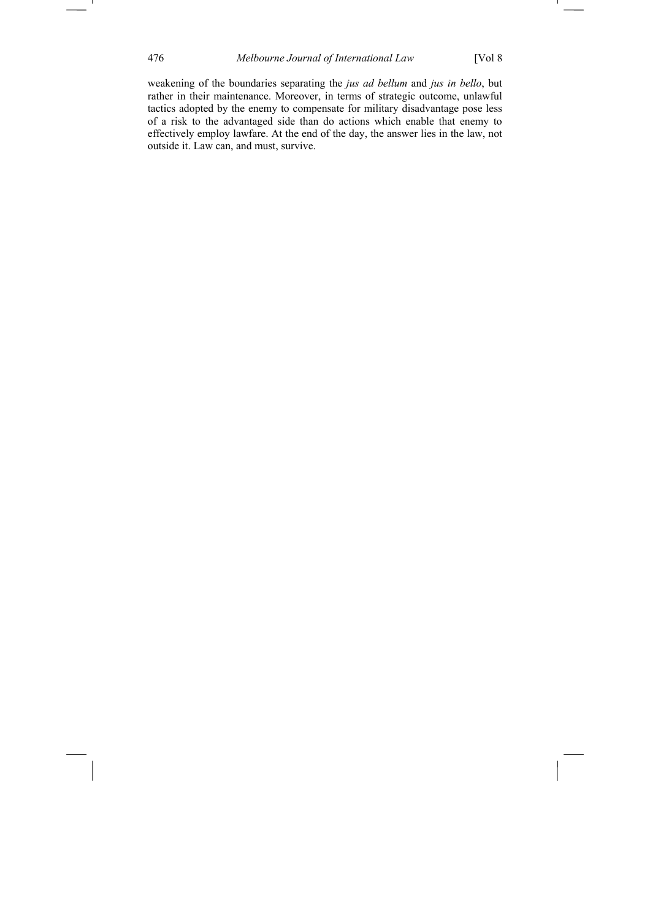weakening of the boundaries separating the *jus ad bellum* and *jus in bello*, but rather in their maintenance. Moreover, in terms of strategic outcome, unlawful tactics adopted by the enemy to compensate for military disadvantage pose less of a risk to the advantaged side than do actions which enable that enemy to effectively employ lawfare. At the end of the day, the answer lies in the law, not outside it. Law can, and must, survive.